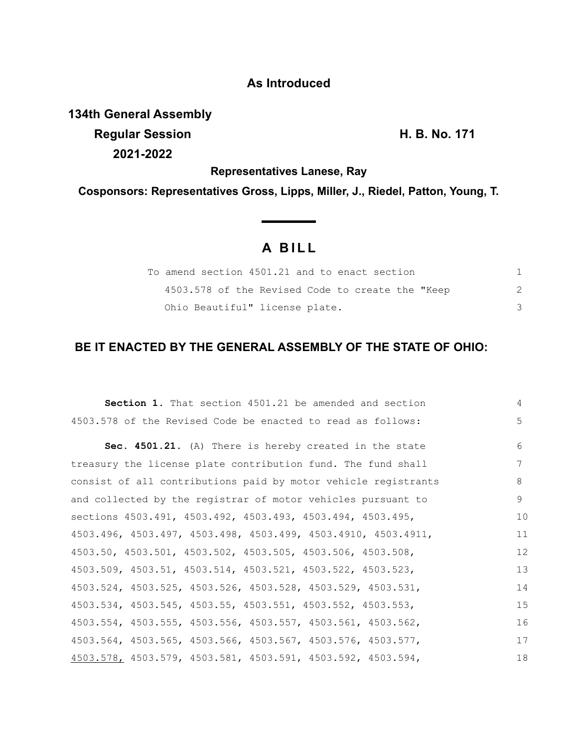**As Introduced**

**134th General Assembly**
**Regular Session** **H. B. No. 171**
**2021-2022**

**Representatives Lanese, Ray**

**Cosponsors: Representatives Gross, Lipps, Miller, J., Riedel, Patton, Young, T.**

# A BILL

To amend section 4501.21 and to enact section 4503.578 of the Revised Code to create the "Keep Ohio Beautiful" license plate.

## BE IT ENACTED BY THE GENERAL ASSEMBLY OF THE STATE OF OHIO:

**Section 1.** That section 4501.21 be amended and section 4503.578 of the Revised Code be enacted to read as follows:

**Sec. 4501.21.** (A) There is hereby created in the state treasury the license plate contribution fund. The fund shall consist of all contributions paid by motor vehicle registrants and collected by the registrar of motor vehicles pursuant to sections 4503.491, 4503.492, 4503.493, 4503.494, 4503.495, 4503.496, 4503.497, 4503.498, 4503.499, 4503.4910, 4503.4911, 4503.50, 4503.501, 4503.502, 4503.505, 4503.506, 4503.508, 4503.509, 4503.51, 4503.514, 4503.521, 4503.522, 4503.523, 4503.524, 4503.525, 4503.526, 4503.528, 4503.529, 4503.531, 4503.534, 4503.545, 4503.55, 4503.551, 4503.552, 4503.553, 4503.554, 4503.555, 4503.556, 4503.557, 4503.561, 4503.562, 4503.564, 4503.565, 4503.566, 4503.567, 4503.576, 4503.577, <u>4503.578,</u> 4503.579, 4503.581, 4503.591, 4503.592, 4503.594,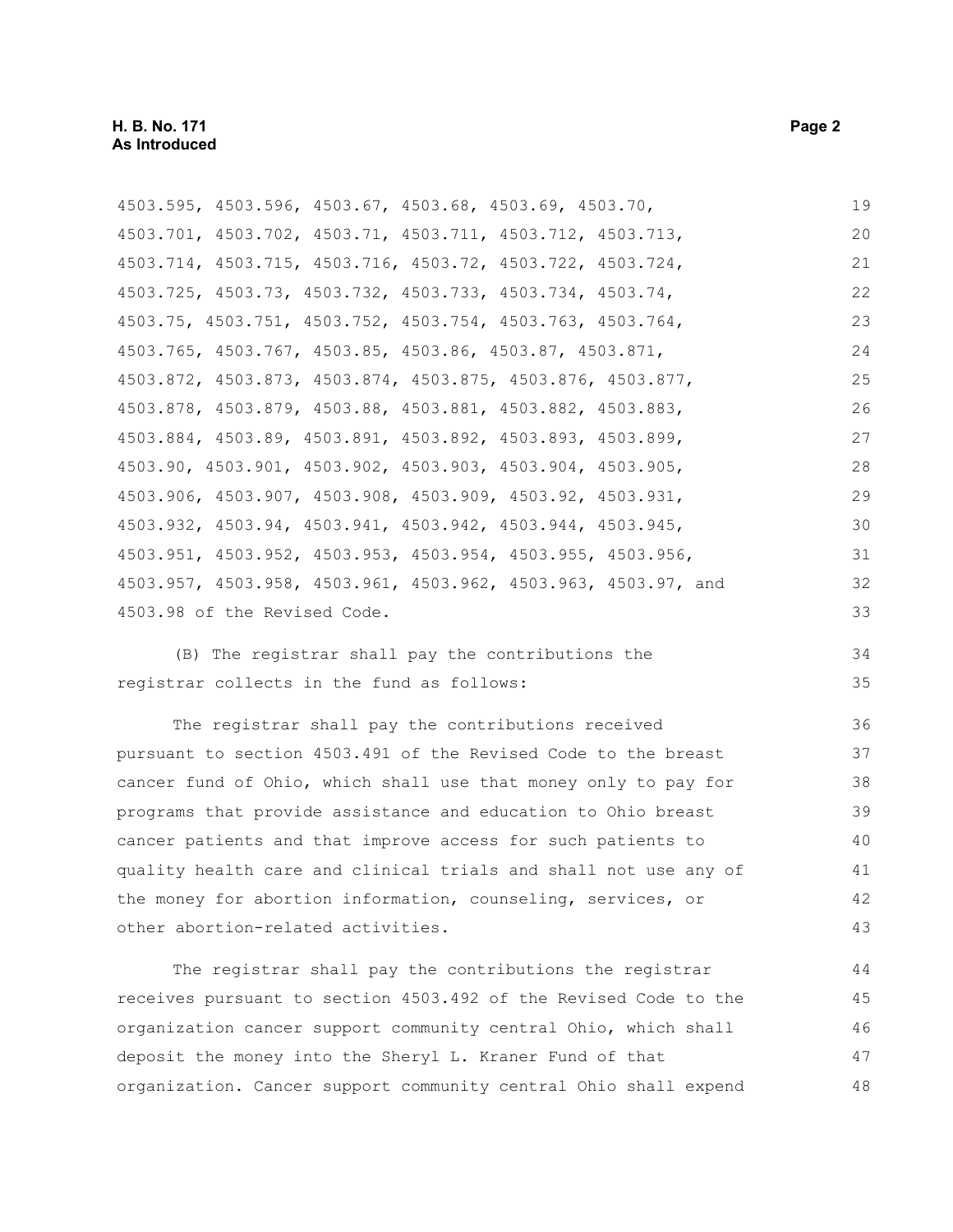4503.595, 4503.596, 4503.67, 4503.68, 4503.69, 4503.70, 4503.701, 4503.702, 4503.71, 4503.711, 4503.712, 4503.713, 4503.714, 4503.715, 4503.716, 4503.72, 4503.722, 4503.724, 4503.725, 4503.73, 4503.732, 4503.733, 4503.734, 4503.74, 4503.75, 4503.751, 4503.752, 4503.754, 4503.763, 4503.764, 4503.765, 4503.767, 4503.85, 4503.86, 4503.87, 4503.871, 4503.872, 4503.873, 4503.874, 4503.875, 4503.876, 4503.877, 4503.878, 4503.879, 4503.88, 4503.881, 4503.882, 4503.883, 4503.884, 4503.89, 4503.891, 4503.892, 4503.893, 4503.899, 4503.90, 4503.901, 4503.902, 4503.903, 4503.904, 4503.905, 4503.906, 4503.907, 4503.908, 4503.909, 4503.92, 4503.931, 4503.932, 4503.94, 4503.941, 4503.942, 4503.944, 4503.945, 4503.951, 4503.952, 4503.953, 4503.954, 4503.955, 4503.956, 4503.957, 4503.958, 4503.961, 4503.962, 4503.963, 4503.97, and 4503.98 of the Revised Code.

(B) The registrar shall pay the contributions the registrar collects in the fund as follows:

The registrar shall pay the contributions received pursuant to section 4503.491 of the Revised Code to the breast cancer fund of Ohio, which shall use that money only to pay for programs that provide assistance and education to Ohio breast cancer patients and that improve access for such patients to quality health care and clinical trials and shall not use any of the money for abortion information, counseling, services, or other abortion-related activities.

The registrar shall pay the contributions the registrar receives pursuant to section 4503.492 of the Revised Code to the organization cancer support community central Ohio, which shall deposit the money into the Sheryl L. Kraner Fund of that organization. Cancer support community central Ohio shall expend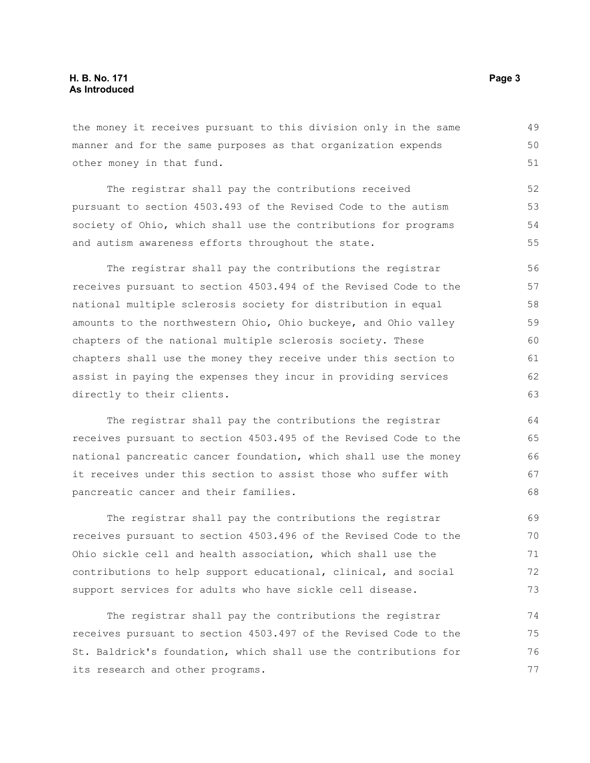the money it receives pursuant to this division only in the same manner and for the same purposes as that organization expends other money in that fund.

The registrar shall pay the contributions received pursuant to section 4503.493 of the Revised Code to the autism society of Ohio, which shall use the contributions for programs and autism awareness efforts throughout the state.

The registrar shall pay the contributions the registrar receives pursuant to section 4503.494 of the Revised Code to the national multiple sclerosis society for distribution in equal amounts to the northwestern Ohio, Ohio buckeye, and Ohio valley chapters of the national multiple sclerosis society. These chapters shall use the money they receive under this section to assist in paying the expenses they incur in providing services directly to their clients.

The registrar shall pay the contributions the registrar receives pursuant to section 4503.495 of the Revised Code to the national pancreatic cancer foundation, which shall use the money it receives under this section to assist those who suffer with pancreatic cancer and their families.

The registrar shall pay the contributions the registrar receives pursuant to section 4503.496 of the Revised Code to the Ohio sickle cell and health association, which shall use the contributions to help support educational, clinical, and social support services for adults who have sickle cell disease.

The registrar shall pay the contributions the registrar receives pursuant to section 4503.497 of the Revised Code to the St. Baldrick's foundation, which shall use the contributions for its research and other programs.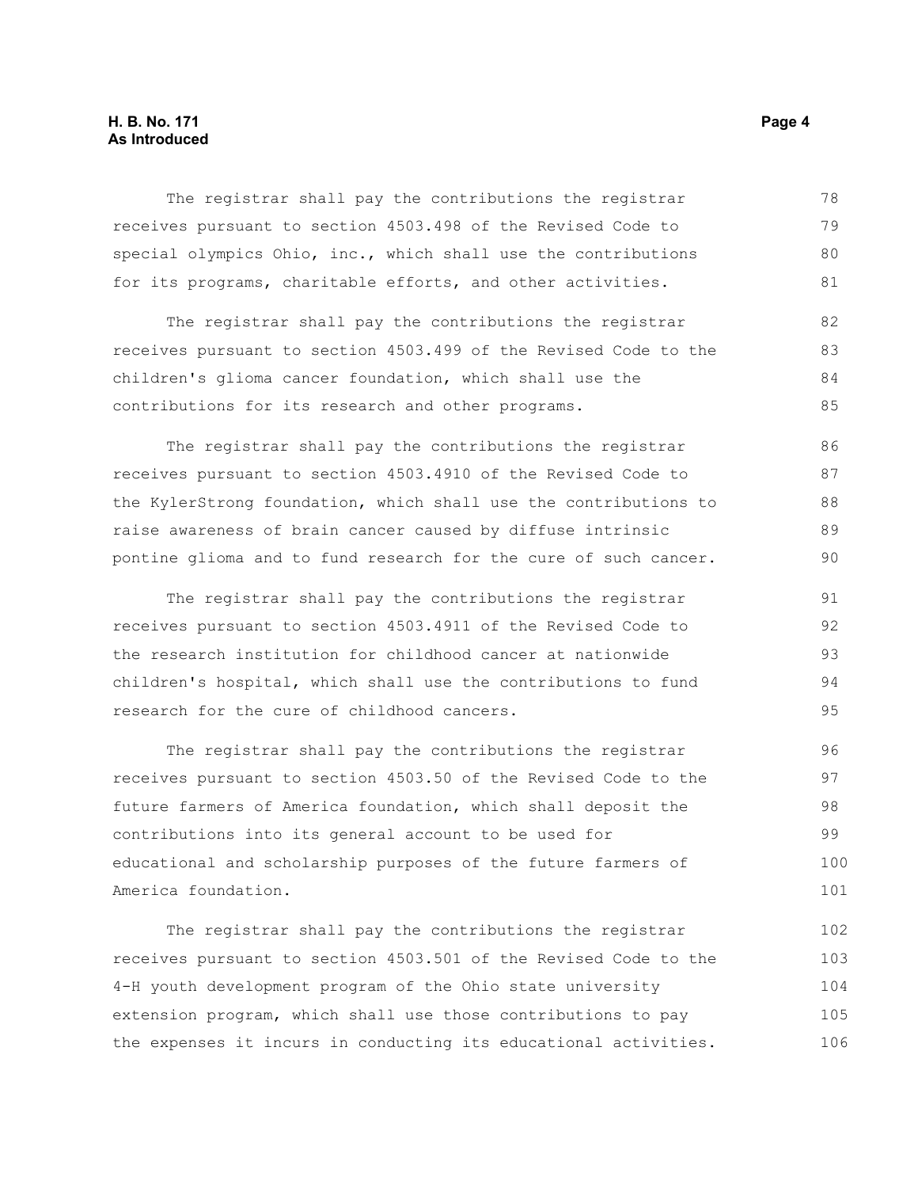The registrar shall pay the contributions the registrar receives pursuant to section 4503.498 of the Revised Code to special olympics Ohio, inc., which shall use the contributions for its programs, charitable efforts, and other activities.

The registrar shall pay the contributions the registrar receives pursuant to section 4503.499 of the Revised Code to the children's glioma cancer foundation, which shall use the contributions for its research and other programs.

The registrar shall pay the contributions the registrar receives pursuant to section 4503.4910 of the Revised Code to the KylerStrong foundation, which shall use the contributions to raise awareness of brain cancer caused by diffuse intrinsic pontine glioma and to fund research for the cure of such cancer.

The registrar shall pay the contributions the registrar receives pursuant to section 4503.4911 of the Revised Code to the research institution for childhood cancer at nationwide children's hospital, which shall use the contributions to fund research for the cure of childhood cancers.

The registrar shall pay the contributions the registrar receives pursuant to section 4503.50 of the Revised Code to the future farmers of America foundation, which shall deposit the contributions into its general account to be used for educational and scholarship purposes of the future farmers of America foundation.

The registrar shall pay the contributions the registrar receives pursuant to section 4503.501 of the Revised Code to the 4-H youth development program of the Ohio state university extension program, which shall use those contributions to pay the expenses it incurs in conducting its educational activities.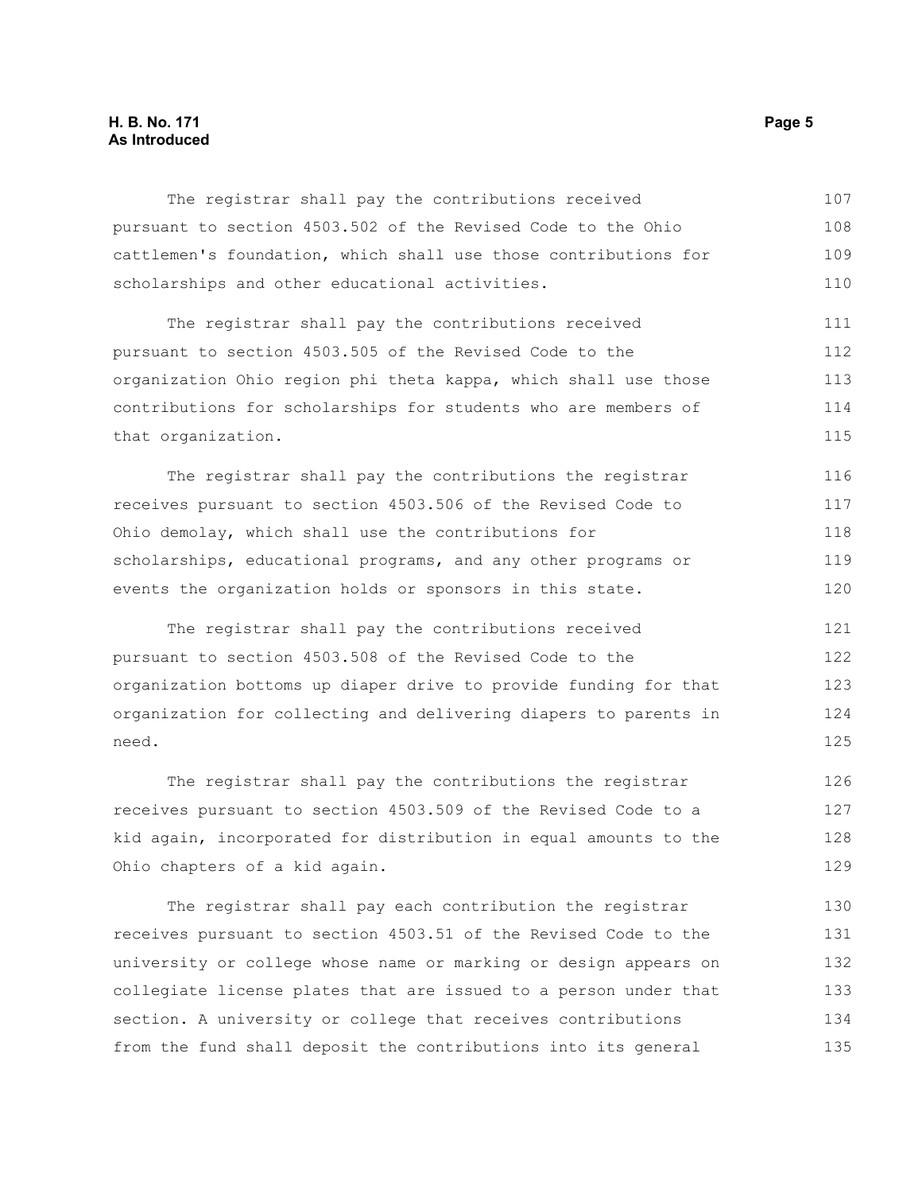The registrar shall pay the contributions received pursuant to section 4503.502 of the Revised Code to the Ohio cattlemen's foundation, which shall use those contributions for scholarships and other educational activities.

The registrar shall pay the contributions received pursuant to section 4503.505 of the Revised Code to the organization Ohio region phi theta kappa, which shall use those contributions for scholarships for students who are members of that organization.

The registrar shall pay the contributions the registrar receives pursuant to section 4503.506 of the Revised Code to Ohio demolay, which shall use the contributions for scholarships, educational programs, and any other programs or events the organization holds or sponsors in this state.

The registrar shall pay the contributions received pursuant to section 4503.508 of the Revised Code to the organization bottoms up diaper drive to provide funding for that organization for collecting and delivering diapers to parents in need.

The registrar shall pay the contributions the registrar receives pursuant to section 4503.509 of the Revised Code to a kid again, incorporated for distribution in equal amounts to the Ohio chapters of a kid again.

The registrar shall pay each contribution the registrar receives pursuant to section 4503.51 of the Revised Code to the university or college whose name or marking or design appears on collegiate license plates that are issued to a person under that section. A university or college that receives contributions from the fund shall deposit the contributions into its general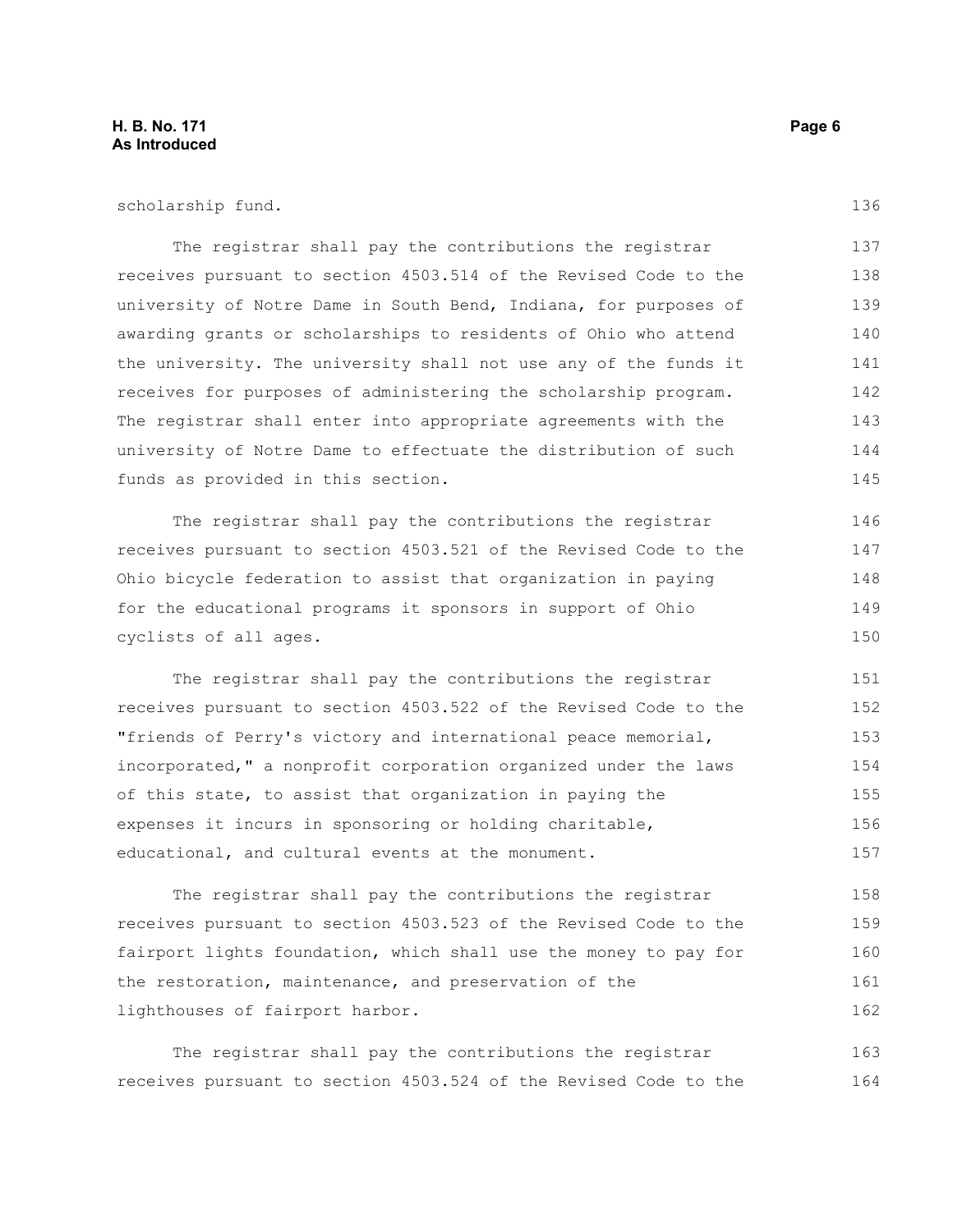scholarship fund.

The registrar shall pay the contributions the registrar receives pursuant to section 4503.514 of the Revised Code to the university of Notre Dame in South Bend, Indiana, for purposes of awarding grants or scholarships to residents of Ohio who attend the university. The university shall not use any of the funds it receives for purposes of administering the scholarship program. The registrar shall enter into appropriate agreements with the university of Notre Dame to effectuate the distribution of such funds as provided in this section.

The registrar shall pay the contributions the registrar receives pursuant to section 4503.521 of the Revised Code to the Ohio bicycle federation to assist that organization in paying for the educational programs it sponsors in support of Ohio cyclists of all ages.

The registrar shall pay the contributions the registrar receives pursuant to section 4503.522 of the Revised Code to the "friends of Perry's victory and international peace memorial, incorporated," a nonprofit corporation organized under the laws of this state, to assist that organization in paying the expenses it incurs in sponsoring or holding charitable, educational, and cultural events at the monument.

The registrar shall pay the contributions the registrar receives pursuant to section 4503.523 of the Revised Code to the fairport lights foundation, which shall use the money to pay for the restoration, maintenance, and preservation of the lighthouses of fairport harbor.

The registrar shall pay the contributions the registrar receives pursuant to section 4503.524 of the Revised Code to the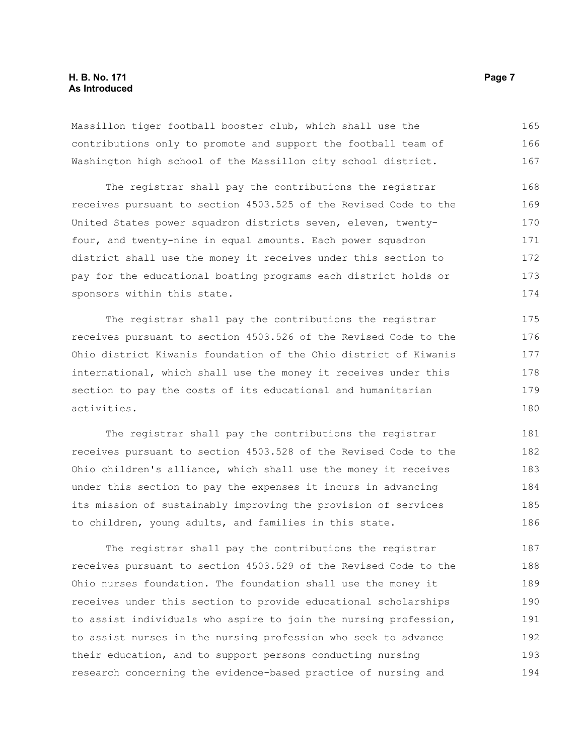Massillon tiger football booster club, which shall use the contributions only to promote and support the football team of Washington high school of the Massillon city school district.

The registrar shall pay the contributions the registrar receives pursuant to section 4503.525 of the Revised Code to the United States power squadron districts seven, eleven, twenty-four, and twenty-nine in equal amounts. Each power squadron district shall use the money it receives under this section to pay for the educational boating programs each district holds or sponsors within this state.

The registrar shall pay the contributions the registrar receives pursuant to section 4503.526 of the Revised Code to the Ohio district Kiwanis foundation of the Ohio district of Kiwanis international, which shall use the money it receives under this section to pay the costs of its educational and humanitarian activities.

The registrar shall pay the contributions the registrar receives pursuant to section 4503.528 of the Revised Code to the Ohio children's alliance, which shall use the money it receives under this section to pay the expenses it incurs in advancing its mission of sustainably improving the provision of services to children, young adults, and families in this state.

The registrar shall pay the contributions the registrar receives pursuant to section 4503.529 of the Revised Code to the Ohio nurses foundation. The foundation shall use the money it receives under this section to provide educational scholarships to assist individuals who aspire to join the nursing profession, to assist nurses in the nursing profession who seek to advance their education, and to support persons conducting nursing research concerning the evidence-based practice of nursing and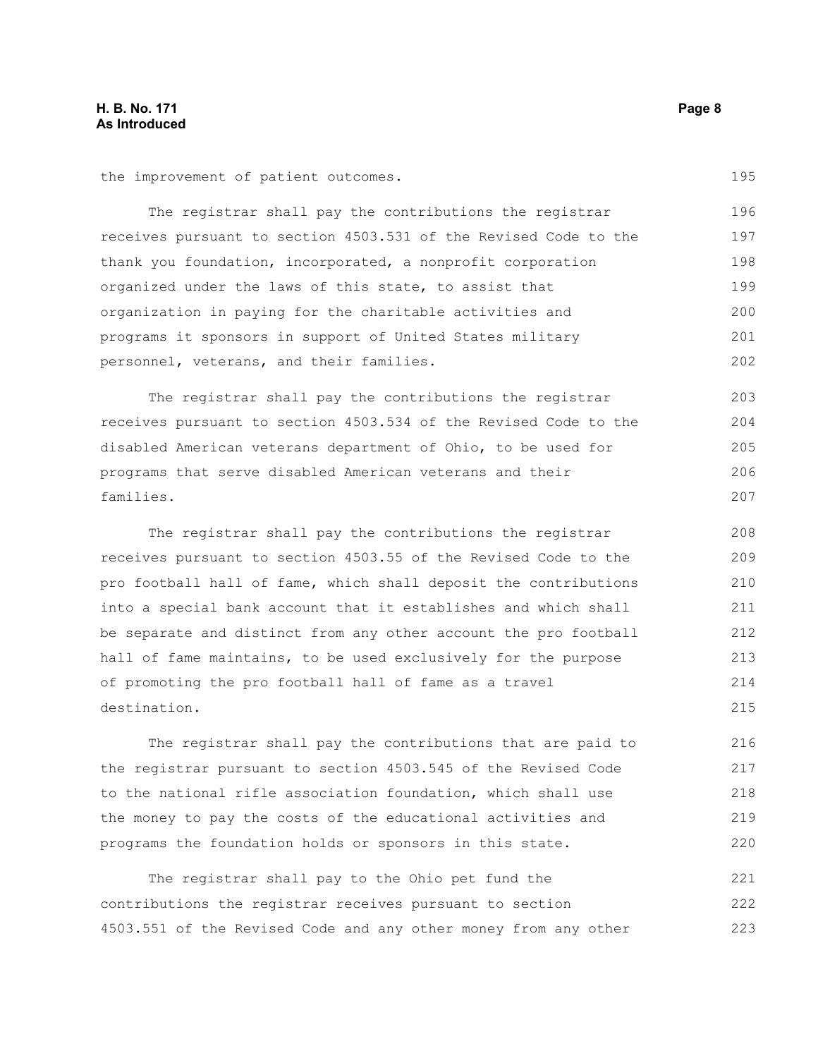the improvement of patient outcomes.

The registrar shall pay the contributions the registrar receives pursuant to section 4503.531 of the Revised Code to the thank you foundation, incorporated, a nonprofit corporation organized under the laws of this state, to assist that organization in paying for the charitable activities and programs it sponsors in support of United States military personnel, veterans, and their families.

The registrar shall pay the contributions the registrar receives pursuant to section 4503.534 of the Revised Code to the disabled American veterans department of Ohio, to be used for programs that serve disabled American veterans and their families.

The registrar shall pay the contributions the registrar receives pursuant to section 4503.55 of the Revised Code to the pro football hall of fame, which shall deposit the contributions into a special bank account that it establishes and which shall be separate and distinct from any other account the pro football hall of fame maintains, to be used exclusively for the purpose of promoting the pro football hall of fame as a travel destination.

The registrar shall pay the contributions that are paid to the registrar pursuant to section 4503.545 of the Revised Code to the national rifle association foundation, which shall use the money to pay the costs of the educational activities and programs the foundation holds or sponsors in this state.

The registrar shall pay to the Ohio pet fund the contributions the registrar receives pursuant to section 4503.551 of the Revised Code and any other money from any other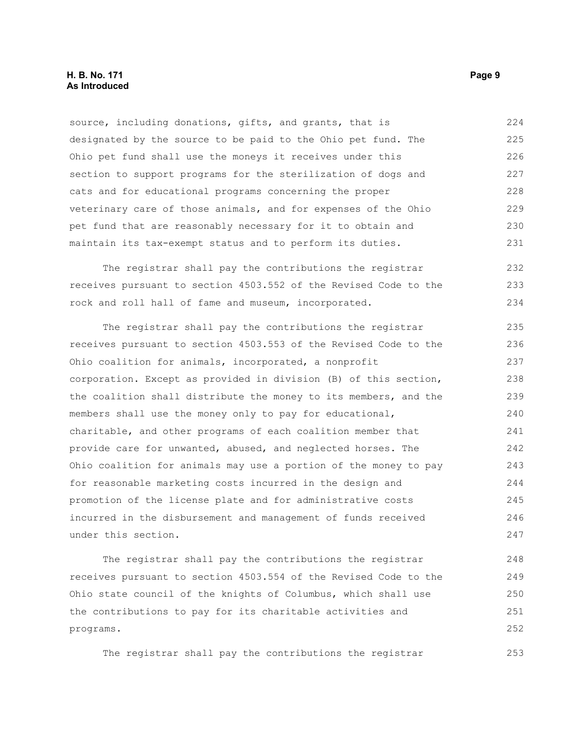source, including donations, gifts, and grants, that is designated by the source to be paid to the Ohio pet fund. The Ohio pet fund shall use the moneys it receives under this section to support programs for the sterilization of dogs and cats and for educational programs concerning the proper veterinary care of those animals, and for expenses of the Ohio pet fund that are reasonably necessary for it to obtain and maintain its tax-exempt status and to perform its duties.

The registrar shall pay the contributions the registrar receives pursuant to section 4503.552 of the Revised Code to the rock and roll hall of fame and museum, incorporated.

The registrar shall pay the contributions the registrar receives pursuant to section 4503.553 of the Revised Code to the Ohio coalition for animals, incorporated, a nonprofit corporation. Except as provided in division (B) of this section, the coalition shall distribute the money to its members, and the members shall use the money only to pay for educational, charitable, and other programs of each coalition member that provide care for unwanted, abused, and neglected horses. The Ohio coalition for animals may use a portion of the money to pay for reasonable marketing costs incurred in the design and promotion of the license plate and for administrative costs incurred in the disbursement and management of funds received under this section.

The registrar shall pay the contributions the registrar receives pursuant to section 4503.554 of the Revised Code to the Ohio state council of the knights of Columbus, which shall use the contributions to pay for its charitable activities and programs.

The registrar shall pay the contributions the registrar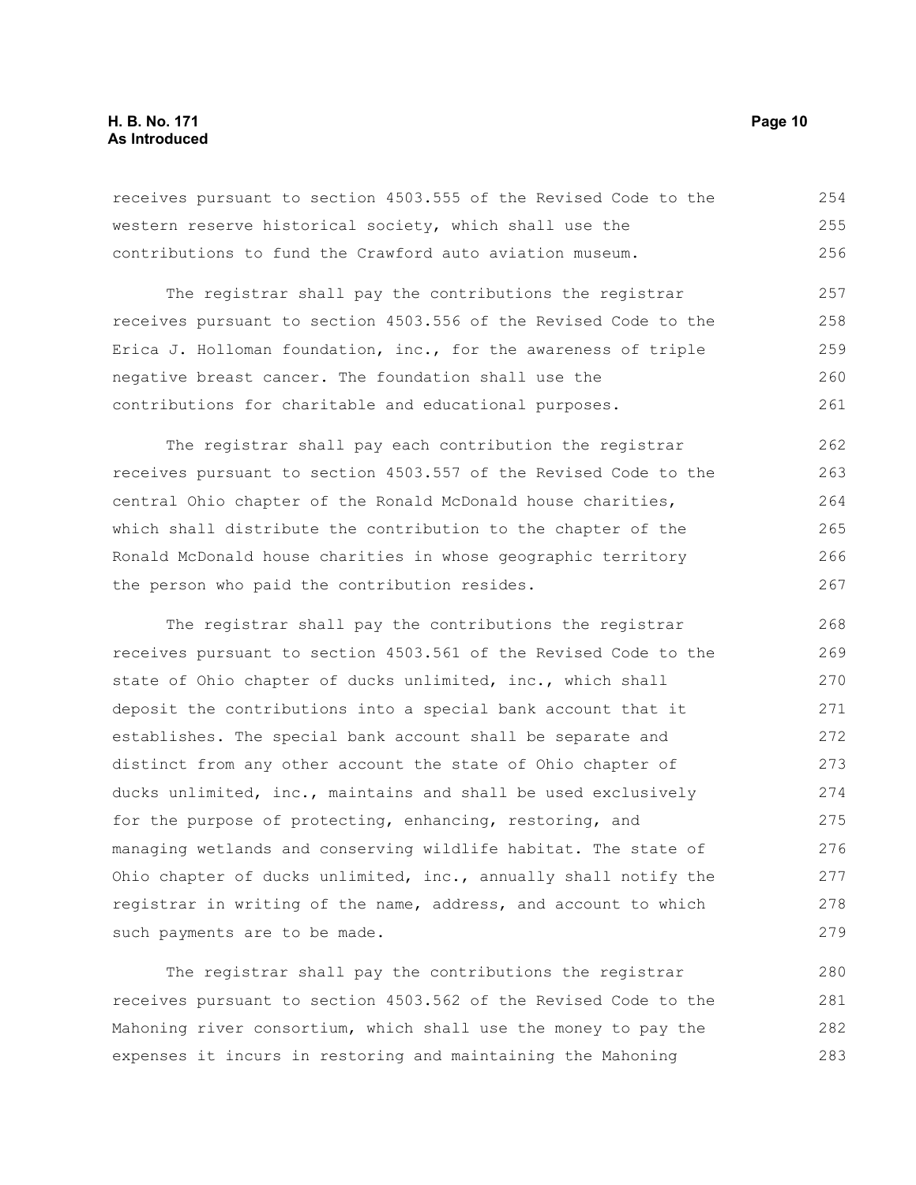receives pursuant to section 4503.555 of the Revised Code to the western reserve historical society, which shall use the contributions to fund the Crawford auto aviation museum.

The registrar shall pay the contributions the registrar receives pursuant to section 4503.556 of the Revised Code to the Erica J. Holloman foundation, inc., for the awareness of triple negative breast cancer. The foundation shall use the contributions for charitable and educational purposes.

The registrar shall pay each contribution the registrar receives pursuant to section 4503.557 of the Revised Code to the central Ohio chapter of the Ronald McDonald house charities, which shall distribute the contribution to the chapter of the Ronald McDonald house charities in whose geographic territory the person who paid the contribution resides.

The registrar shall pay the contributions the registrar receives pursuant to section 4503.561 of the Revised Code to the state of Ohio chapter of ducks unlimited, inc., which shall deposit the contributions into a special bank account that it establishes. The special bank account shall be separate and distinct from any other account the state of Ohio chapter of ducks unlimited, inc., maintains and shall be used exclusively for the purpose of protecting, enhancing, restoring, and managing wetlands and conserving wildlife habitat. The state of Ohio chapter of ducks unlimited, inc., annually shall notify the registrar in writing of the name, address, and account to which such payments are to be made.

The registrar shall pay the contributions the registrar receives pursuant to section 4503.562 of the Revised Code to the Mahoning river consortium, which shall use the money to pay the expenses it incurs in restoring and maintaining the Mahoning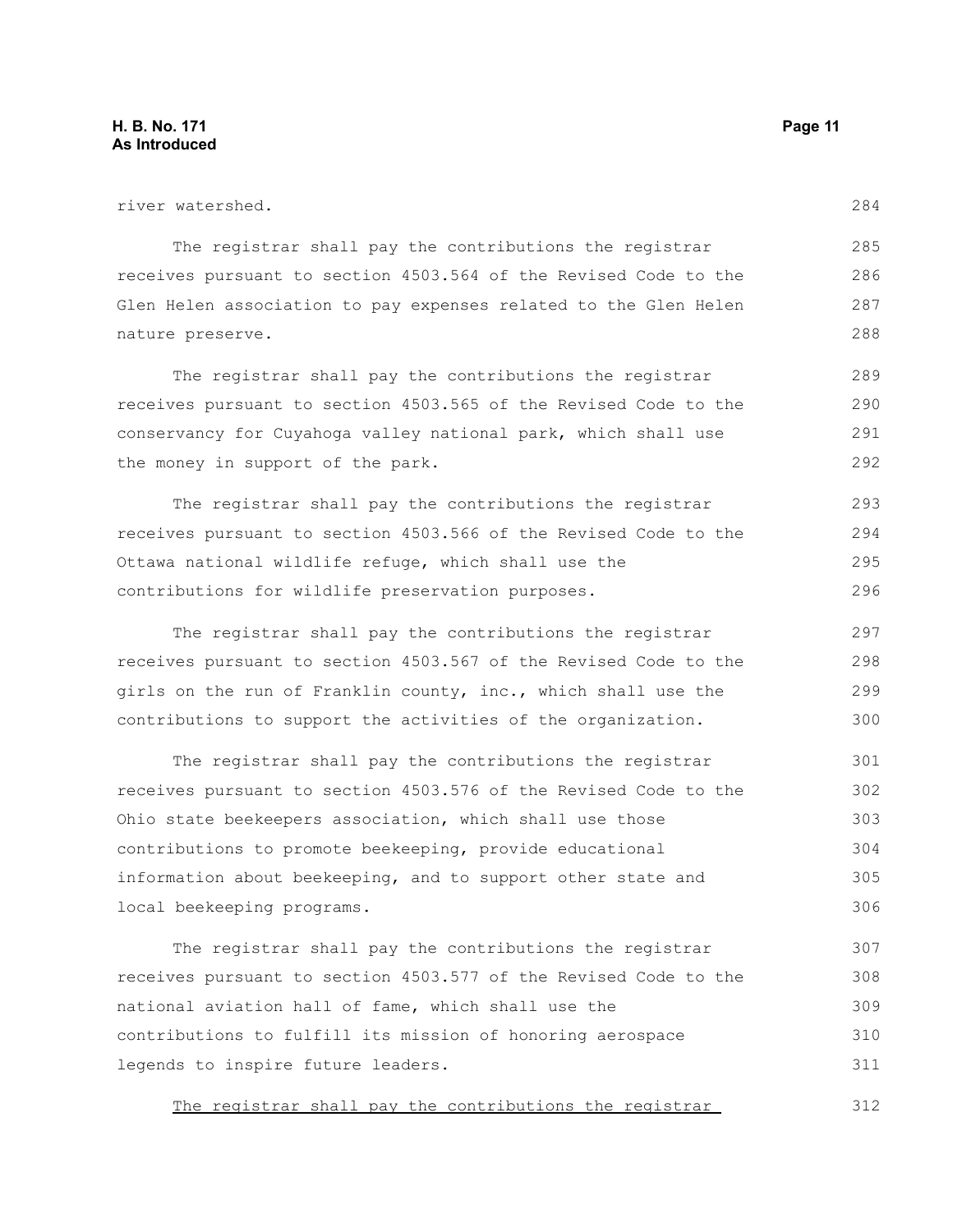river watershed.

The registrar shall pay the contributions the registrar receives pursuant to section 4503.564 of the Revised Code to the Glen Helen association to pay expenses related to the Glen Helen nature preserve.

The registrar shall pay the contributions the registrar receives pursuant to section 4503.565 of the Revised Code to the conservancy for Cuyahoga valley national park, which shall use the money in support of the park.

The registrar shall pay the contributions the registrar receives pursuant to section 4503.566 of the Revised Code to the Ottawa national wildlife refuge, which shall use the contributions for wildlife preservation purposes.

The registrar shall pay the contributions the registrar receives pursuant to section 4503.567 of the Revised Code to the girls on the run of Franklin county, inc., which shall use the contributions to support the activities of the organization.

The registrar shall pay the contributions the registrar receives pursuant to section 4503.576 of the Revised Code to the Ohio state beekeepers association, which shall use those contributions to promote beekeeping, provide educational information about beekeeping, and to support other state and local beekeeping programs.

The registrar shall pay the contributions the registrar receives pursuant to section 4503.577 of the Revised Code to the national aviation hall of fame, which shall use the contributions to fulfill its mission of honoring aerospace legends to inspire future leaders.

<u>The registrar shall pay the contributions the registrar</u>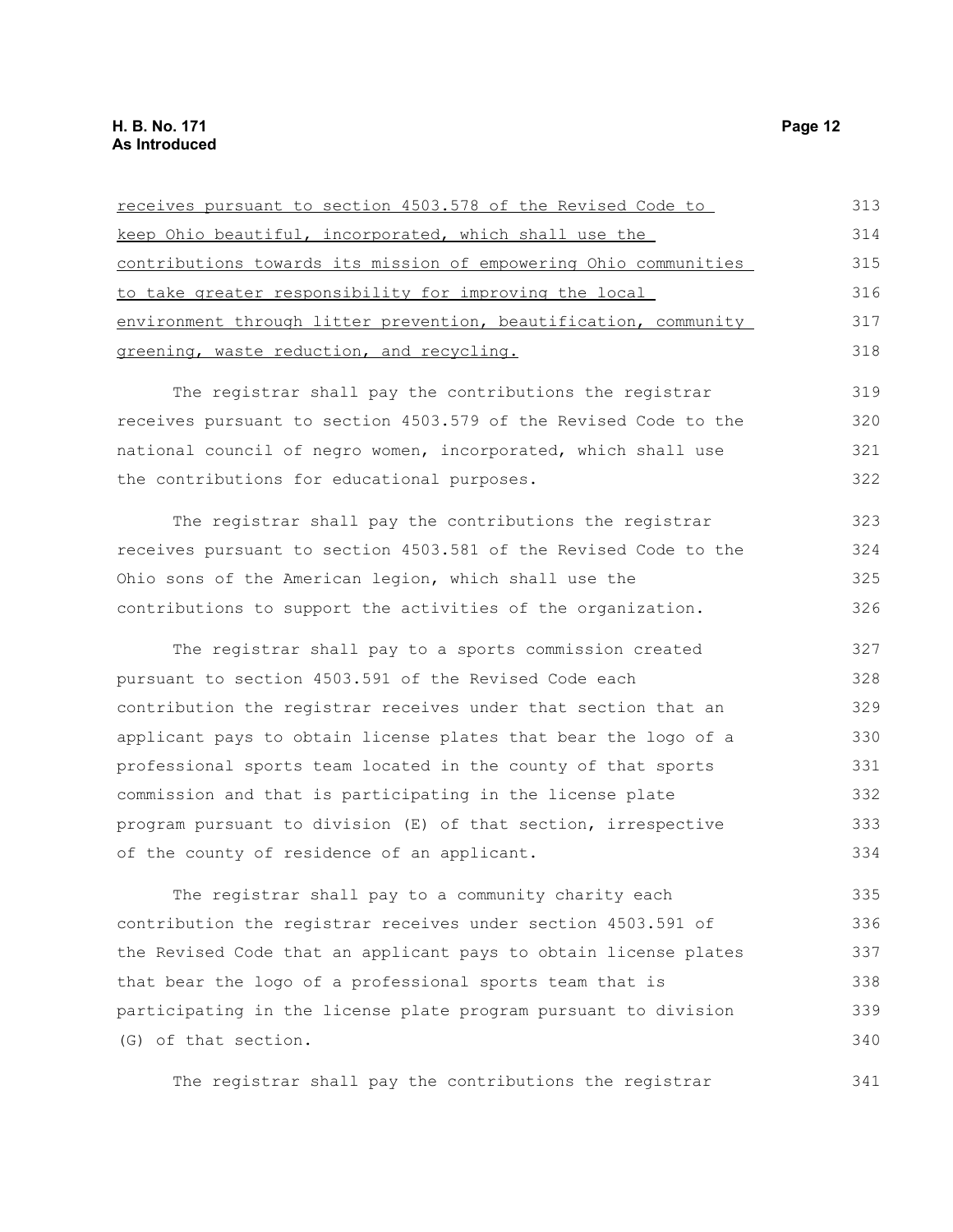receives pursuant to section 4503.578 of the Revised Code to keep Ohio beautiful, incorporated, which shall use the contributions towards its mission of empowering Ohio communities to take greater responsibility for improving the local environment through litter prevention, beautification, community greening, waste reduction, and recycling.

The registrar shall pay the contributions the registrar receives pursuant to section 4503.579 of the Revised Code to the national council of negro women, incorporated, which shall use the contributions for educational purposes.

The registrar shall pay the contributions the registrar receives pursuant to section 4503.581 of the Revised Code to the Ohio sons of the American legion, which shall use the contributions to support the activities of the organization.

The registrar shall pay to a sports commission created pursuant to section 4503.591 of the Revised Code each contribution the registrar receives under that section that an applicant pays to obtain license plates that bear the logo of a professional sports team located in the county of that sports commission and that is participating in the license plate program pursuant to division (E) of that section, irrespective of the county of residence of an applicant.

The registrar shall pay to a community charity each contribution the registrar receives under section 4503.591 of the Revised Code that an applicant pays to obtain license plates that bear the logo of a professional sports team that is participating in the license plate program pursuant to division (G) of that section.

The registrar shall pay the contributions the registrar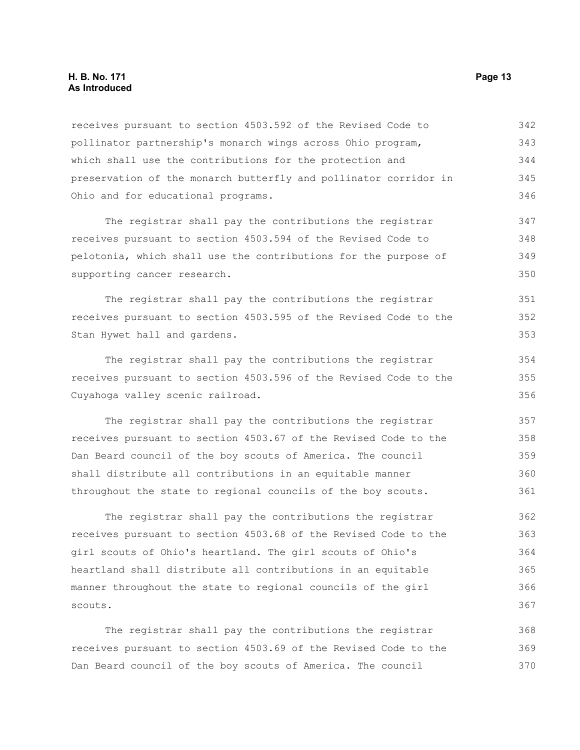receives pursuant to section 4503.592 of the Revised Code to pollinator partnership's monarch wings across Ohio program, which shall use the contributions for the protection and preservation of the monarch butterfly and pollinator corridor in Ohio and for educational programs.

The registrar shall pay the contributions the registrar receives pursuant to section 4503.594 of the Revised Code to pelotonia, which shall use the contributions for the purpose of supporting cancer research.

The registrar shall pay the contributions the registrar receives pursuant to section 4503.595 of the Revised Code to the Stan Hywet hall and gardens.

The registrar shall pay the contributions the registrar receives pursuant to section 4503.596 of the Revised Code to the Cuyahoga valley scenic railroad.

The registrar shall pay the contributions the registrar receives pursuant to section 4503.67 of the Revised Code to the Dan Beard council of the boy scouts of America. The council shall distribute all contributions in an equitable manner throughout the state to regional councils of the boy scouts.

The registrar shall pay the contributions the registrar receives pursuant to section 4503.68 of the Revised Code to the girl scouts of Ohio's heartland. The girl scouts of Ohio's heartland shall distribute all contributions in an equitable manner throughout the state to regional councils of the girl scouts.

The registrar shall pay the contributions the registrar receives pursuant to section 4503.69 of the Revised Code to the Dan Beard council of the boy scouts of America. The council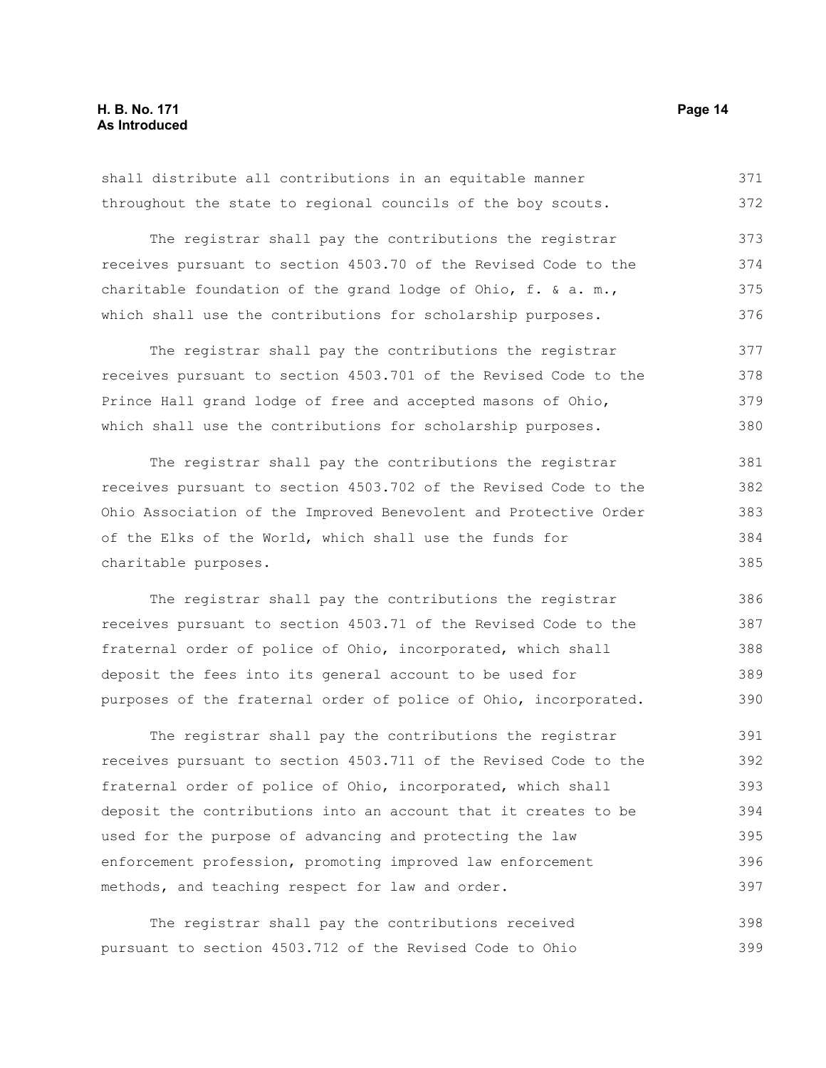shall distribute all contributions in an equitable manner throughout the state to regional councils of the boy scouts.

The registrar shall pay the contributions the registrar receives pursuant to section 4503.70 of the Revised Code to the charitable foundation of the grand lodge of Ohio, f. & a. m., which shall use the contributions for scholarship purposes.

The registrar shall pay the contributions the registrar receives pursuant to section 4503.701 of the Revised Code to the Prince Hall grand lodge of free and accepted masons of Ohio, which shall use the contributions for scholarship purposes.

The registrar shall pay the contributions the registrar receives pursuant to section 4503.702 of the Revised Code to the Ohio Association of the Improved Benevolent and Protective Order of the Elks of the World, which shall use the funds for charitable purposes.

The registrar shall pay the contributions the registrar receives pursuant to section 4503.71 of the Revised Code to the fraternal order of police of Ohio, incorporated, which shall deposit the fees into its general account to be used for purposes of the fraternal order of police of Ohio, incorporated.

The registrar shall pay the contributions the registrar receives pursuant to section 4503.711 of the Revised Code to the fraternal order of police of Ohio, incorporated, which shall deposit the contributions into an account that it creates to be used for the purpose of advancing and protecting the law enforcement profession, promoting improved law enforcement methods, and teaching respect for law and order.

The registrar shall pay the contributions received pursuant to section 4503.712 of the Revised Code to Ohio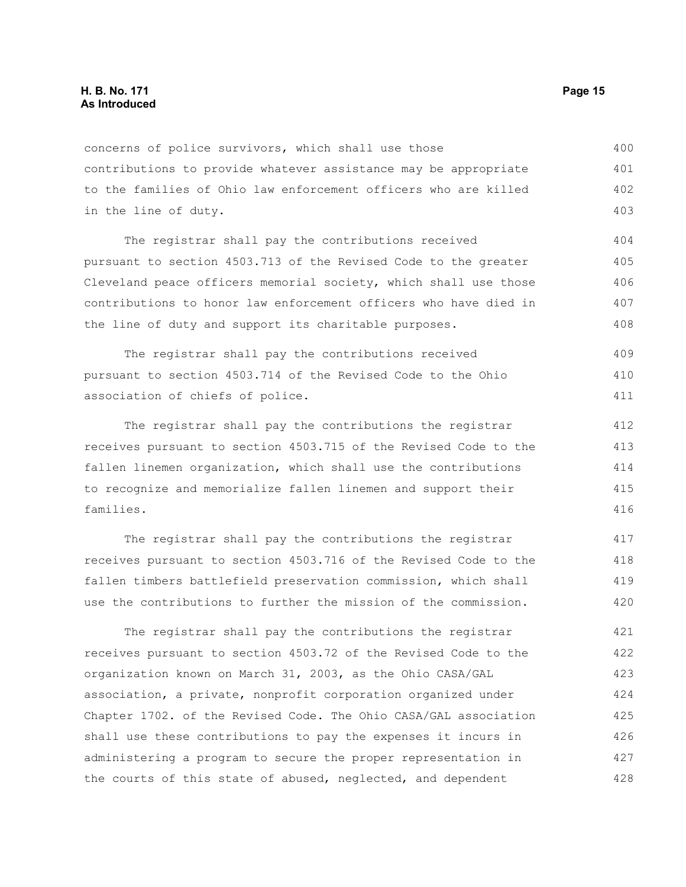concerns of police survivors, which shall use those contributions to provide whatever assistance may be appropriate to the families of Ohio law enforcement officers who are killed in the line of duty.

The registrar shall pay the contributions received pursuant to section 4503.713 of the Revised Code to the greater Cleveland peace officers memorial society, which shall use those contributions to honor law enforcement officers who have died in the line of duty and support its charitable purposes.

The registrar shall pay the contributions received pursuant to section 4503.714 of the Revised Code to the Ohio association of chiefs of police.

The registrar shall pay the contributions the registrar receives pursuant to section 4503.715 of the Revised Code to the fallen linemen organization, which shall use the contributions to recognize and memorialize fallen linemen and support their families.

The registrar shall pay the contributions the registrar receives pursuant to section 4503.716 of the Revised Code to the fallen timbers battlefield preservation commission, which shall use the contributions to further the mission of the commission.

The registrar shall pay the contributions the registrar receives pursuant to section 4503.72 of the Revised Code to the organization known on March 31, 2003, as the Ohio CASA/GAL association, a private, nonprofit corporation organized under Chapter 1702. of the Revised Code. The Ohio CASA/GAL association shall use these contributions to pay the expenses it incurs in administering a program to secure the proper representation in the courts of this state of abused, neglected, and dependent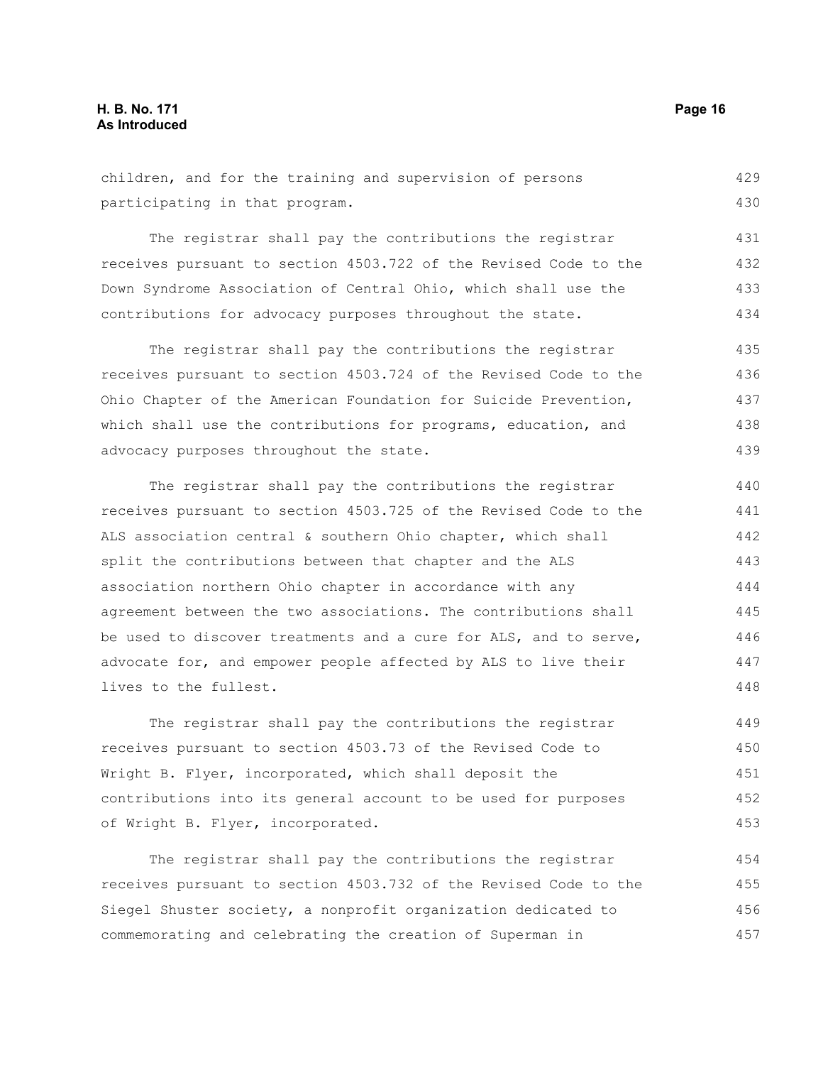children, and for the training and supervision of persons participating in that program.

The registrar shall pay the contributions the registrar receives pursuant to section 4503.722 of the Revised Code to the Down Syndrome Association of Central Ohio, which shall use the contributions for advocacy purposes throughout the state.

The registrar shall pay the contributions the registrar receives pursuant to section 4503.724 of the Revised Code to the Ohio Chapter of the American Foundation for Suicide Prevention, which shall use the contributions for programs, education, and advocacy purposes throughout the state.

The registrar shall pay the contributions the registrar receives pursuant to section 4503.725 of the Revised Code to the ALS association central & southern Ohio chapter, which shall split the contributions between that chapter and the ALS association northern Ohio chapter in accordance with any agreement between the two associations. The contributions shall be used to discover treatments and a cure for ALS, and to serve, advocate for, and empower people affected by ALS to live their lives to the fullest.

The registrar shall pay the contributions the registrar receives pursuant to section 4503.73 of the Revised Code to Wright B. Flyer, incorporated, which shall deposit the contributions into its general account to be used for purposes of Wright B. Flyer, incorporated.

The registrar shall pay the contributions the registrar receives pursuant to section 4503.732 of the Revised Code to the Siegel Shuster society, a nonprofit organization dedicated to commemorating and celebrating the creation of Superman in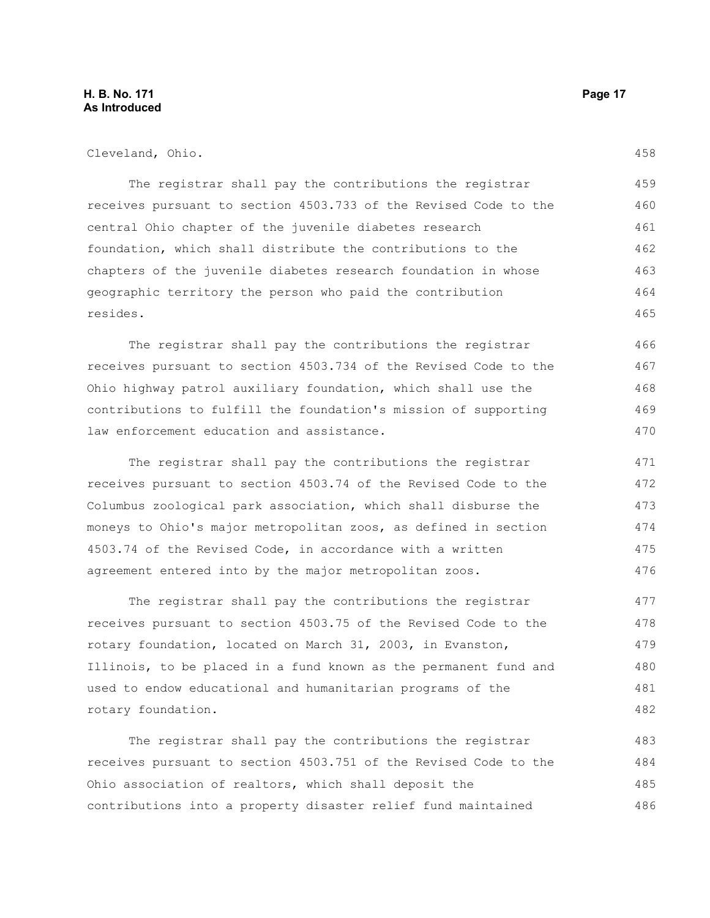Cleveland, Ohio.

The registrar shall pay the contributions the registrar receives pursuant to section 4503.733 of the Revised Code to the central Ohio chapter of the juvenile diabetes research foundation, which shall distribute the contributions to the chapters of the juvenile diabetes research foundation in whose geographic territory the person who paid the contribution resides.

The registrar shall pay the contributions the registrar receives pursuant to section 4503.734 of the Revised Code to the Ohio highway patrol auxiliary foundation, which shall use the contributions to fulfill the foundation's mission of supporting law enforcement education and assistance.

The registrar shall pay the contributions the registrar receives pursuant to section 4503.74 of the Revised Code to the Columbus zoological park association, which shall disburse the moneys to Ohio's major metropolitan zoos, as defined in section 4503.74 of the Revised Code, in accordance with a written agreement entered into by the major metropolitan zoos.

The registrar shall pay the contributions the registrar receives pursuant to section 4503.75 of the Revised Code to the rotary foundation, located on March 31, 2003, in Evanston, Illinois, to be placed in a fund known as the permanent fund and used to endow educational and humanitarian programs of the rotary foundation.

The registrar shall pay the contributions the registrar receives pursuant to section 4503.751 of the Revised Code to the Ohio association of realtors, which shall deposit the contributions into a property disaster relief fund maintained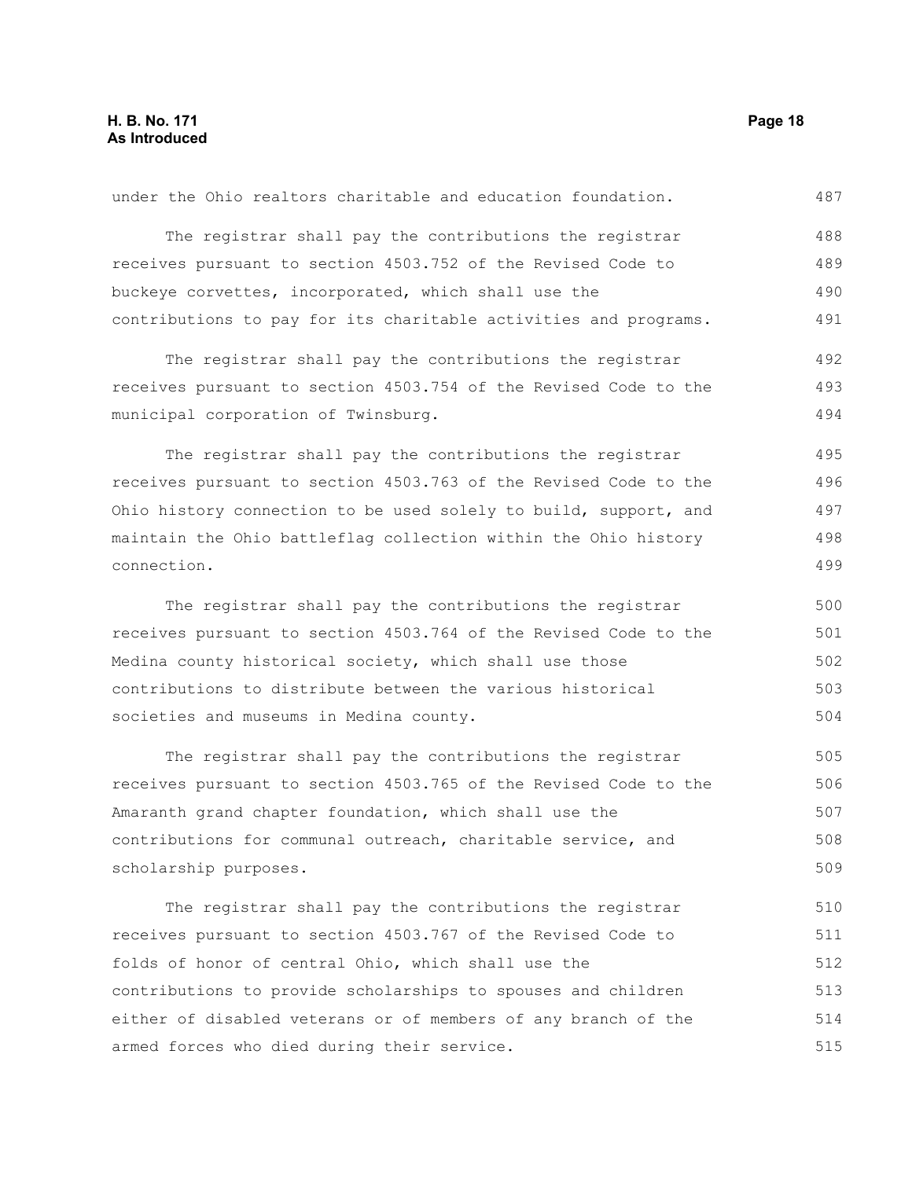under the Ohio realtors charitable and education foundation.

The registrar shall pay the contributions the registrar receives pursuant to section 4503.752 of the Revised Code to buckeye corvettes, incorporated, which shall use the contributions to pay for its charitable activities and programs.

The registrar shall pay the contributions the registrar receives pursuant to section 4503.754 of the Revised Code to the municipal corporation of Twinsburg.

The registrar shall pay the contributions the registrar receives pursuant to section 4503.763 of the Revised Code to the Ohio history connection to be used solely to build, support, and maintain the Ohio battleflag collection within the Ohio history connection.

The registrar shall pay the contributions the registrar receives pursuant to section 4503.764 of the Revised Code to the Medina county historical society, which shall use those contributions to distribute between the various historical societies and museums in Medina county.

The registrar shall pay the contributions the registrar receives pursuant to section 4503.765 of the Revised Code to the Amaranth grand chapter foundation, which shall use the contributions for communal outreach, charitable service, and scholarship purposes.

The registrar shall pay the contributions the registrar receives pursuant to section 4503.767 of the Revised Code to folds of honor of central Ohio, which shall use the contributions to provide scholarships to spouses and children either of disabled veterans or of members of any branch of the armed forces who died during their service.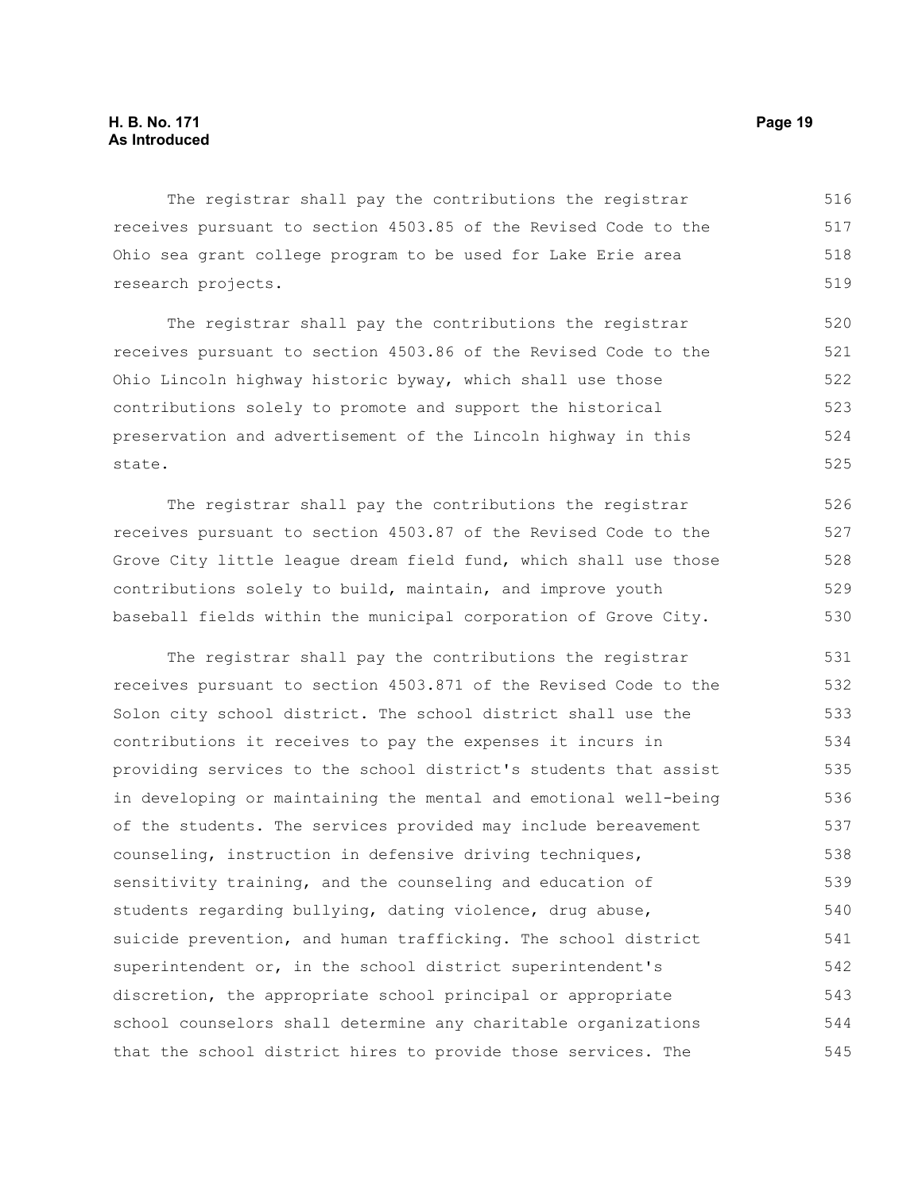The registrar shall pay the contributions the registrar receives pursuant to section 4503.85 of the Revised Code to the Ohio sea grant college program to be used for Lake Erie area research projects.

The registrar shall pay the contributions the registrar receives pursuant to section 4503.86 of the Revised Code to the Ohio Lincoln highway historic byway, which shall use those contributions solely to promote and support the historical preservation and advertisement of the Lincoln highway in this state.

The registrar shall pay the contributions the registrar receives pursuant to section 4503.87 of the Revised Code to the Grove City little league dream field fund, which shall use those contributions solely to build, maintain, and improve youth baseball fields within the municipal corporation of Grove City.

The registrar shall pay the contributions the registrar receives pursuant to section 4503.871 of the Revised Code to the Solon city school district. The school district shall use the contributions it receives to pay the expenses it incurs in providing services to the school district's students that assist in developing or maintaining the mental and emotional well-being of the students. The services provided may include bereavement counseling, instruction in defensive driving techniques, sensitivity training, and the counseling and education of students regarding bullying, dating violence, drug abuse, suicide prevention, and human trafficking. The school district superintendent or, in the school district superintendent's discretion, the appropriate school principal or appropriate school counselors shall determine any charitable organizations that the school district hires to provide those services. The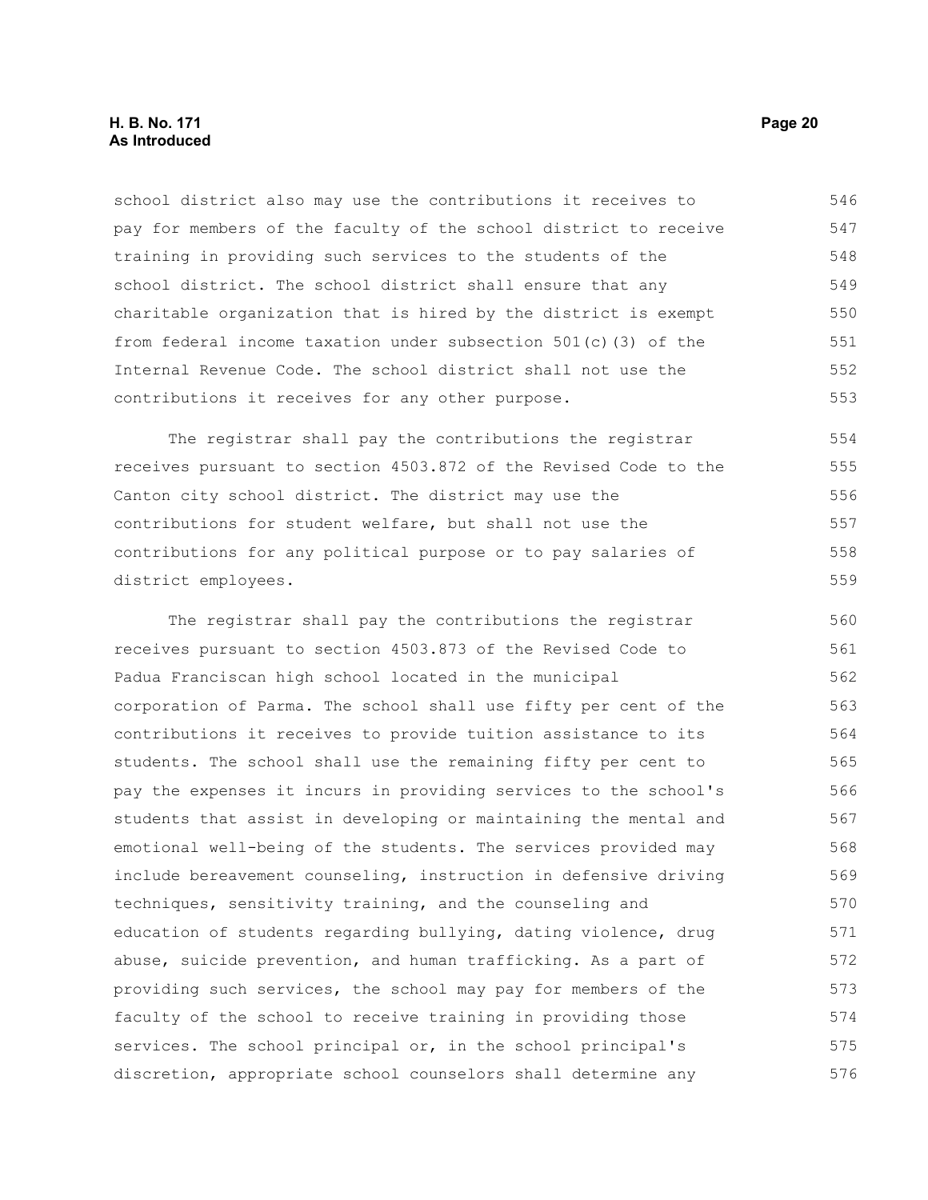school district also may use the contributions it receives to pay for members of the faculty of the school district to receive training in providing such services to the students of the school district. The school district shall ensure that any charitable organization that is hired by the district is exempt from federal income taxation under subsection 501(c)(3) of the Internal Revenue Code. The school district shall not use the contributions it receives for any other purpose.

The registrar shall pay the contributions the registrar receives pursuant to section 4503.872 of the Revised Code to the Canton city school district. The district may use the contributions for student welfare, but shall not use the contributions for any political purpose or to pay salaries of district employees.

The registrar shall pay the contributions the registrar receives pursuant to section 4503.873 of the Revised Code to Padua Franciscan high school located in the municipal corporation of Parma. The school shall use fifty per cent of the contributions it receives to provide tuition assistance to its students. The school shall use the remaining fifty per cent to pay the expenses it incurs in providing services to the school's students that assist in developing or maintaining the mental and emotional well-being of the students. The services provided may include bereavement counseling, instruction in defensive driving techniques, sensitivity training, and the counseling and education of students regarding bullying, dating violence, drug abuse, suicide prevention, and human trafficking. As a part of providing such services, the school may pay for members of the faculty of the school to receive training in providing those services. The school principal or, in the school principal's discretion, appropriate school counselors shall determine any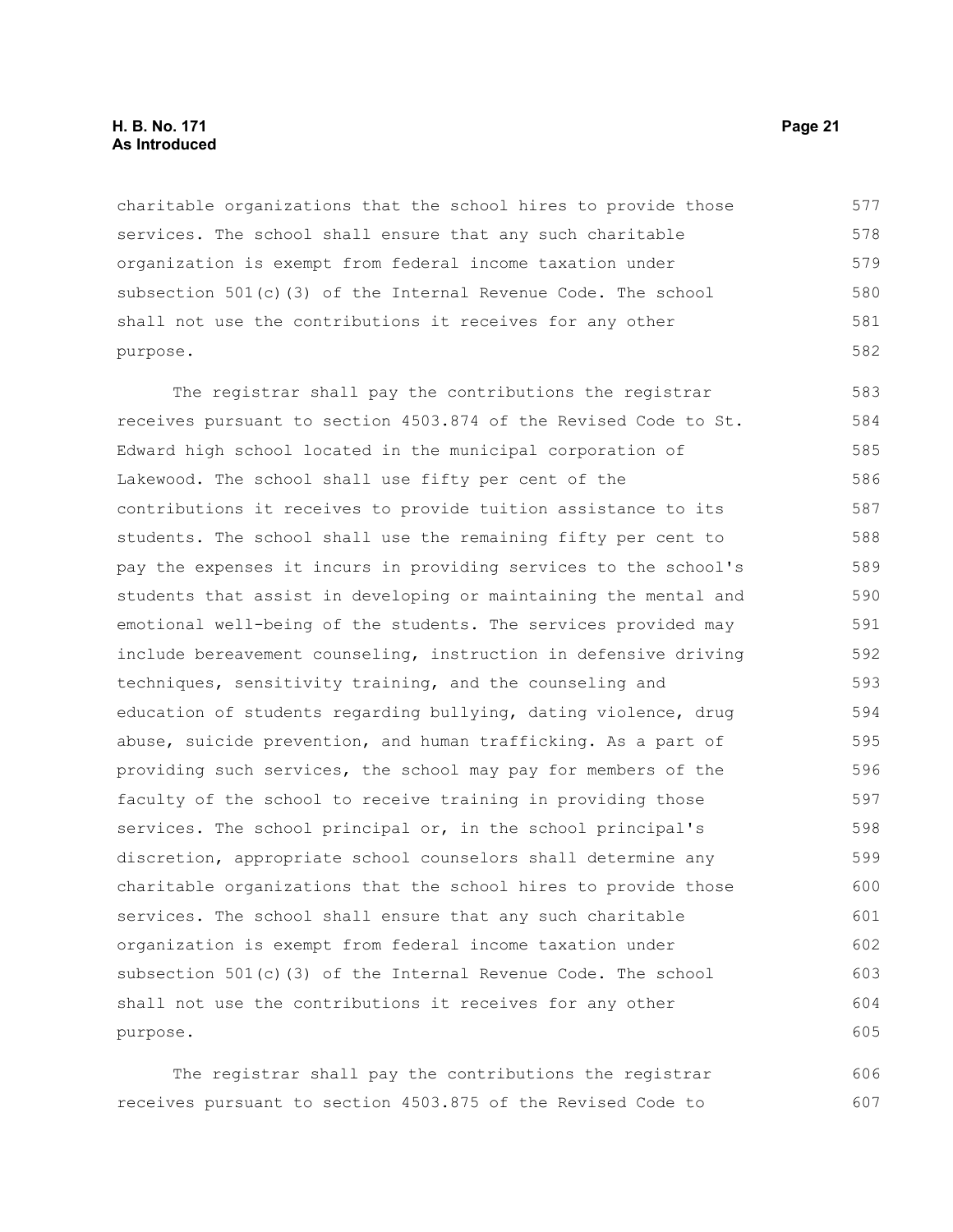charitable organizations that the school hires to provide those services. The school shall ensure that any such charitable organization is exempt from federal income taxation under subsection 501(c)(3) of the Internal Revenue Code. The school shall not use the contributions it receives for any other purpose.

The registrar shall pay the contributions the registrar receives pursuant to section 4503.874 of the Revised Code to St. Edward high school located in the municipal corporation of Lakewood. The school shall use fifty per cent of the contributions it receives to provide tuition assistance to its students. The school shall use the remaining fifty per cent to pay the expenses it incurs in providing services to the school's students that assist in developing or maintaining the mental and emotional well-being of the students. The services provided may include bereavement counseling, instruction in defensive driving techniques, sensitivity training, and the counseling and education of students regarding bullying, dating violence, drug abuse, suicide prevention, and human trafficking. As a part of providing such services, the school may pay for members of the faculty of the school to receive training in providing those services. The school principal or, in the school principal's discretion, appropriate school counselors shall determine any charitable organizations that the school hires to provide those services. The school shall ensure that any such charitable organization is exempt from federal income taxation under subsection 501(c)(3) of the Internal Revenue Code. The school shall not use the contributions it receives for any other purpose.

The registrar shall pay the contributions the registrar receives pursuant to section 4503.875 of the Revised Code to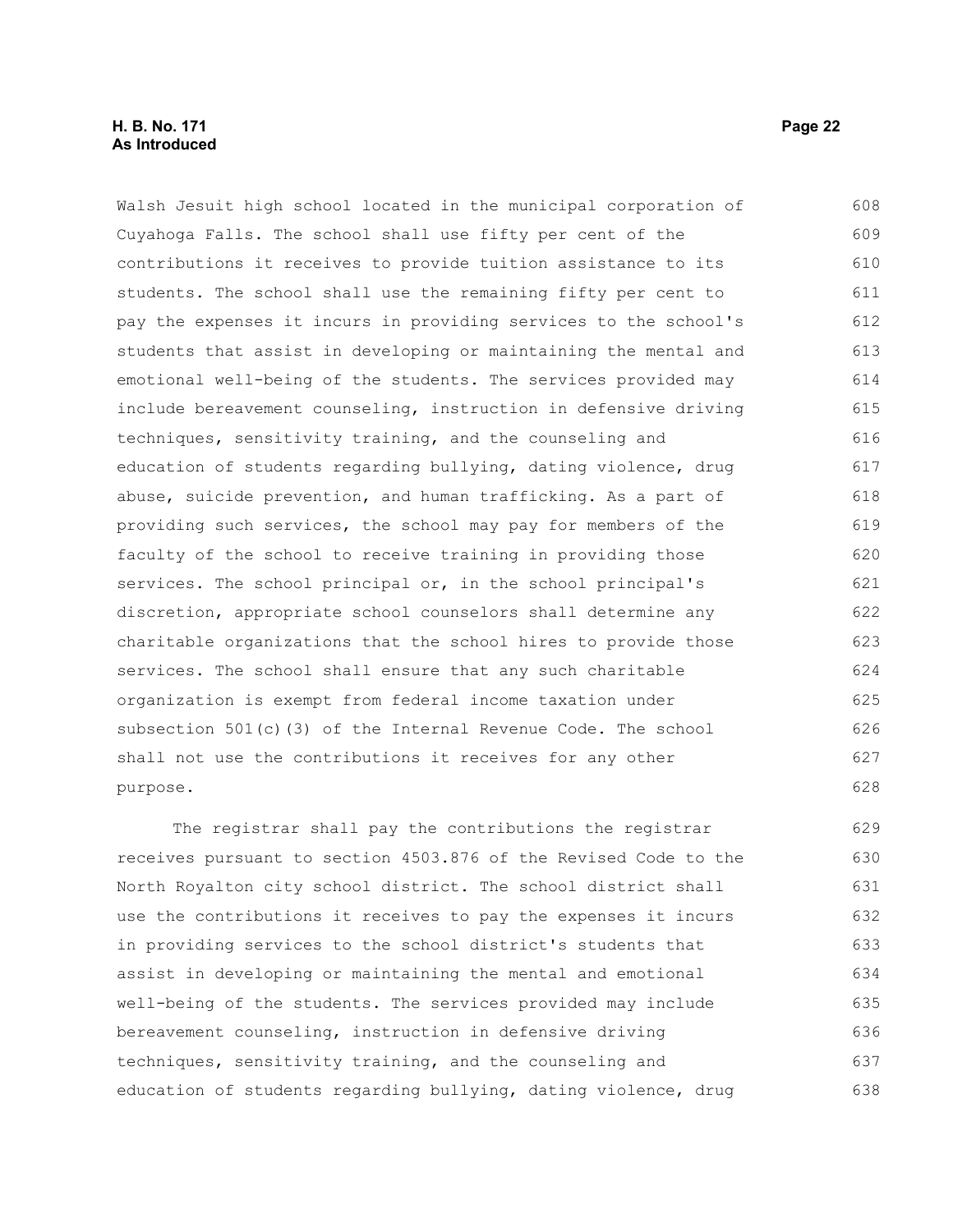Walsh Jesuit high school located in the municipal corporation of Cuyahoga Falls. The school shall use fifty per cent of the contributions it receives to provide tuition assistance to its students. The school shall use the remaining fifty per cent to pay the expenses it incurs in providing services to the school's students that assist in developing or maintaining the mental and emotional well-being of the students. The services provided may include bereavement counseling, instruction in defensive driving techniques, sensitivity training, and the counseling and education of students regarding bullying, dating violence, drug abuse, suicide prevention, and human trafficking. As a part of providing such services, the school may pay for members of the faculty of the school to receive training in providing those services. The school principal or, in the school principal's discretion, appropriate school counselors shall determine any charitable organizations that the school hires to provide those services. The school shall ensure that any such charitable organization is exempt from federal income taxation under subsection 501(c)(3) of the Internal Revenue Code. The school shall not use the contributions it receives for any other purpose.

The registrar shall pay the contributions the registrar receives pursuant to section 4503.876 of the Revised Code to the North Royalton city school district. The school district shall use the contributions it receives to pay the expenses it incurs in providing services to the school district's students that assist in developing or maintaining the mental and emotional well-being of the students. The services provided may include bereavement counseling, instruction in defensive driving techniques, sensitivity training, and the counseling and education of students regarding bullying, dating violence, drug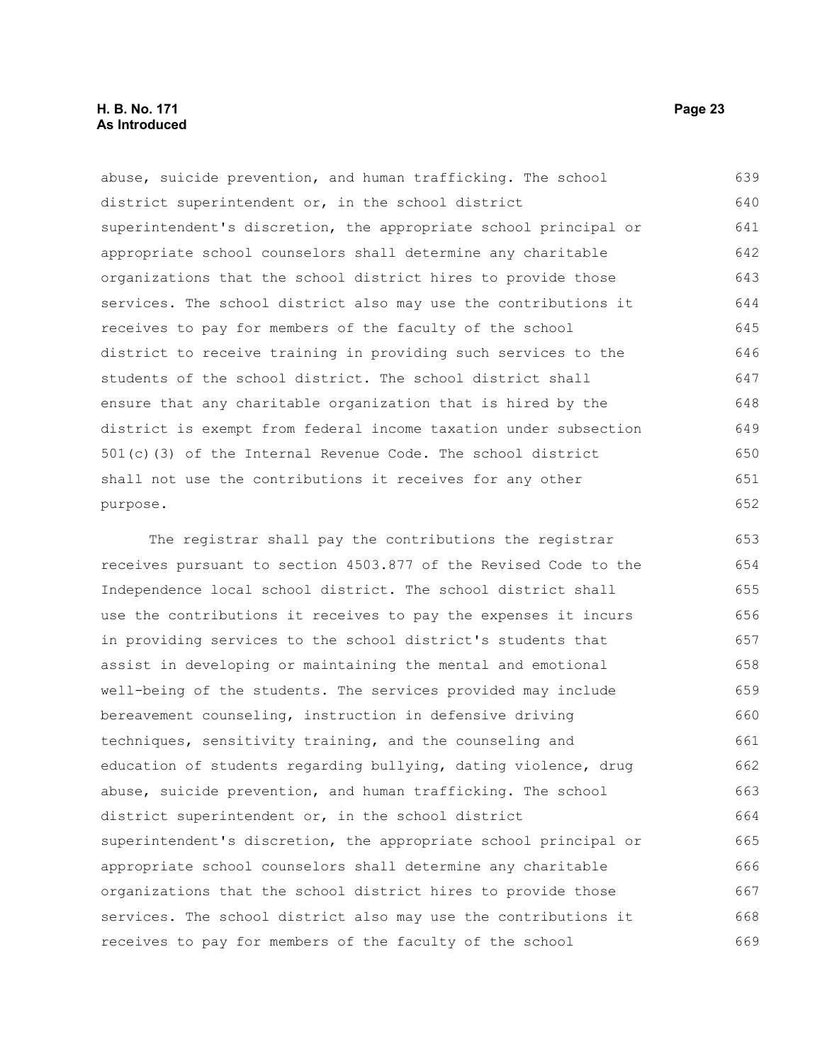abuse, suicide prevention, and human trafficking. The school district superintendent or, in the school district superintendent's discretion, the appropriate school principal or appropriate school counselors shall determine any charitable organizations that the school district hires to provide those services. The school district also may use the contributions it receives to pay for members of the faculty of the school district to receive training in providing such services to the students of the school district. The school district shall ensure that any charitable organization that is hired by the district is exempt from federal income taxation under subsection 501(c)(3) of the Internal Revenue Code. The school district shall not use the contributions it receives for any other purpose.

The registrar shall pay the contributions the registrar receives pursuant to section 4503.877 of the Revised Code to the Independence local school district. The school district shall use the contributions it receives to pay the expenses it incurs in providing services to the school district's students that assist in developing or maintaining the mental and emotional well-being of the students. The services provided may include bereavement counseling, instruction in defensive driving techniques, sensitivity training, and the counseling and education of students regarding bullying, dating violence, drug abuse, suicide prevention, and human trafficking. The school district superintendent or, in the school district superintendent's discretion, the appropriate school principal or appropriate school counselors shall determine any charitable organizations that the school district hires to provide those services. The school district also may use the contributions it receives to pay for members of the faculty of the school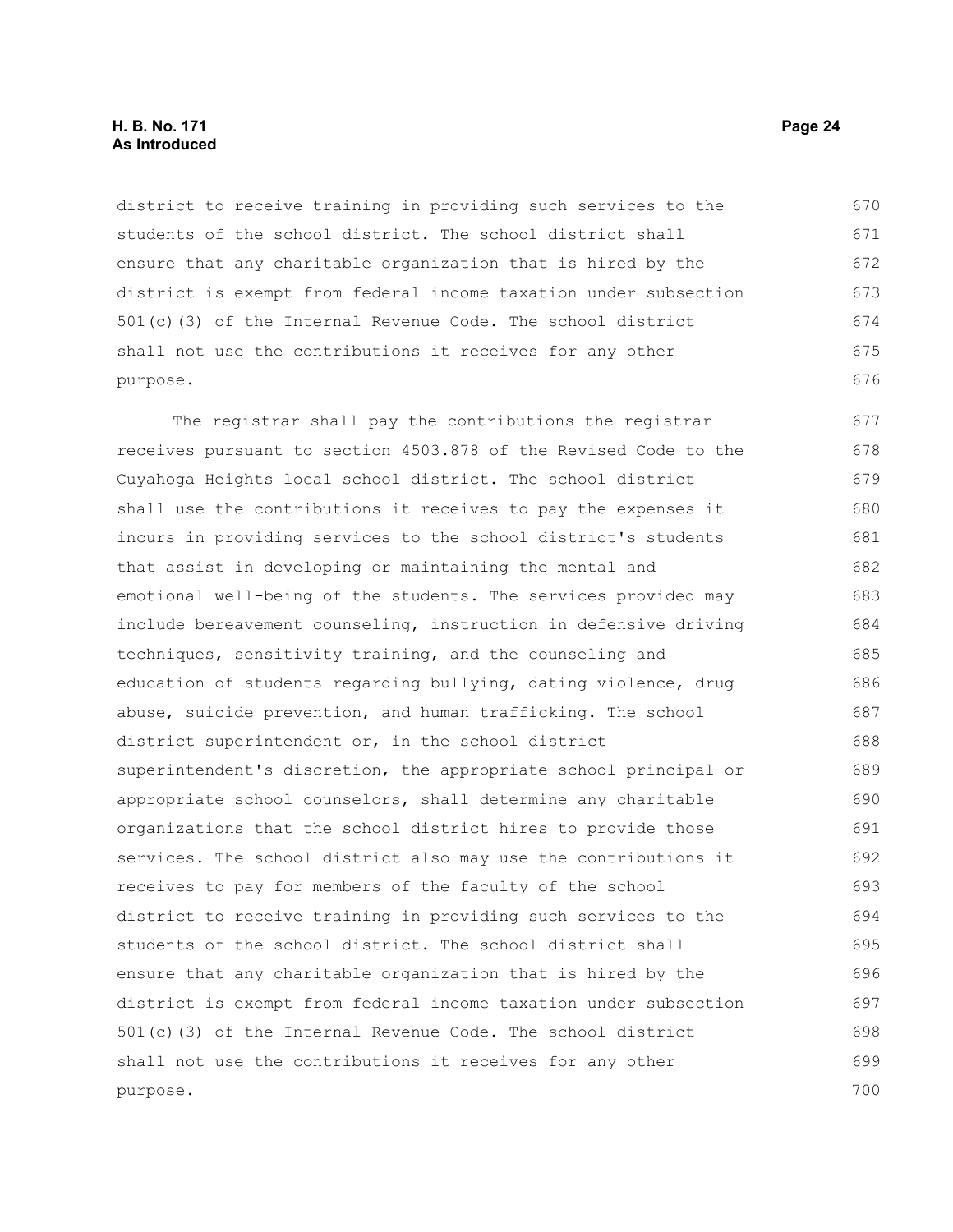district to receive training in providing such services to the students of the school district. The school district shall ensure that any charitable organization that is hired by the district is exempt from federal income taxation under subsection 501(c)(3) of the Internal Revenue Code. The school district shall not use the contributions it receives for any other purpose.

The registrar shall pay the contributions the registrar receives pursuant to section 4503.878 of the Revised Code to the Cuyahoga Heights local school district. The school district shall use the contributions it receives to pay the expenses it incurs in providing services to the school district's students that assist in developing or maintaining the mental and emotional well-being of the students. The services provided may include bereavement counseling, instruction in defensive driving techniques, sensitivity training, and the counseling and education of students regarding bullying, dating violence, drug abuse, suicide prevention, and human trafficking. The school district superintendent or, in the school district superintendent's discretion, the appropriate school principal or appropriate school counselors, shall determine any charitable organizations that the school district hires to provide those services. The school district also may use the contributions it receives to pay for members of the faculty of the school district to receive training in providing such services to the students of the school district. The school district shall ensure that any charitable organization that is hired by the district is exempt from federal income taxation under subsection 501(c)(3) of the Internal Revenue Code. The school district shall not use the contributions it receives for any other purpose.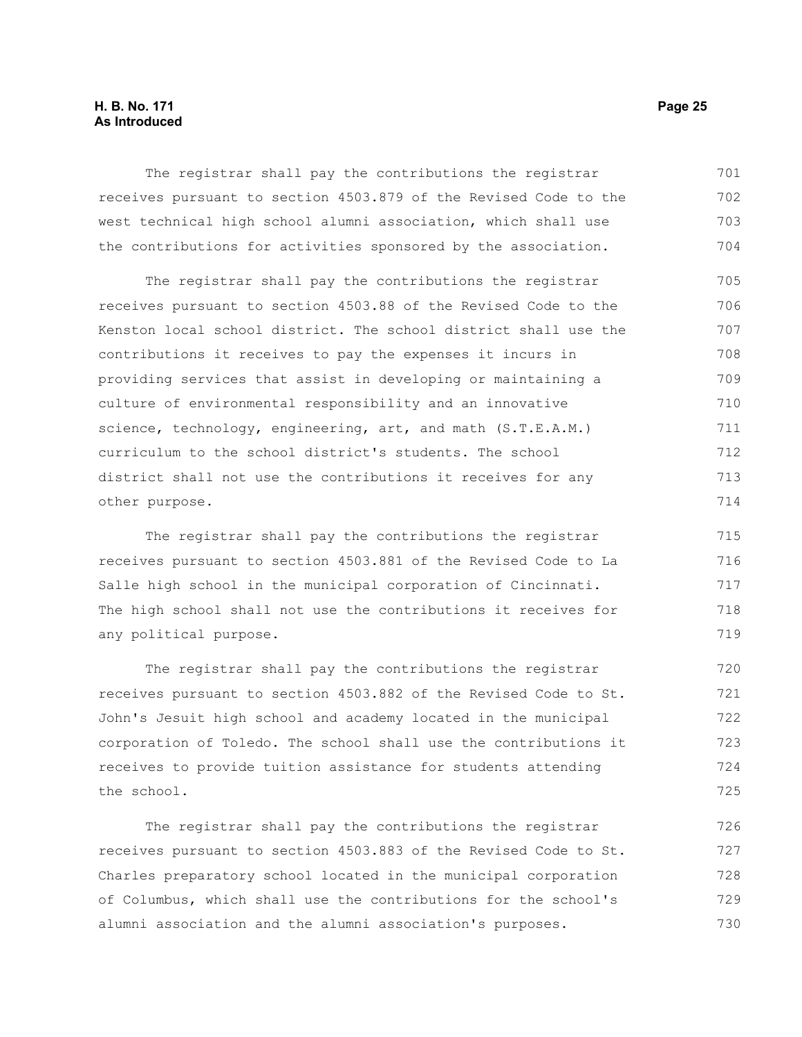The registrar shall pay the contributions the registrar receives pursuant to section 4503.879 of the Revised Code to the west technical high school alumni association, which shall use the contributions for activities sponsored by the association.

The registrar shall pay the contributions the registrar receives pursuant to section 4503.88 of the Revised Code to the Kenston local school district. The school district shall use the contributions it receives to pay the expenses it incurs in providing services that assist in developing or maintaining a culture of environmental responsibility and an innovative science, technology, engineering, art, and math (S.T.E.A.M.) curriculum to the school district's students. The school district shall not use the contributions it receives for any other purpose.

The registrar shall pay the contributions the registrar receives pursuant to section 4503.881 of the Revised Code to La Salle high school in the municipal corporation of Cincinnati. The high school shall not use the contributions it receives for any political purpose.

The registrar shall pay the contributions the registrar receives pursuant to section 4503.882 of the Revised Code to St. John's Jesuit high school and academy located in the municipal corporation of Toledo. The school shall use the contributions it receives to provide tuition assistance for students attending the school.

The registrar shall pay the contributions the registrar receives pursuant to section 4503.883 of the Revised Code to St. Charles preparatory school located in the municipal corporation of Columbus, which shall use the contributions for the school's alumni association and the alumni association's purposes.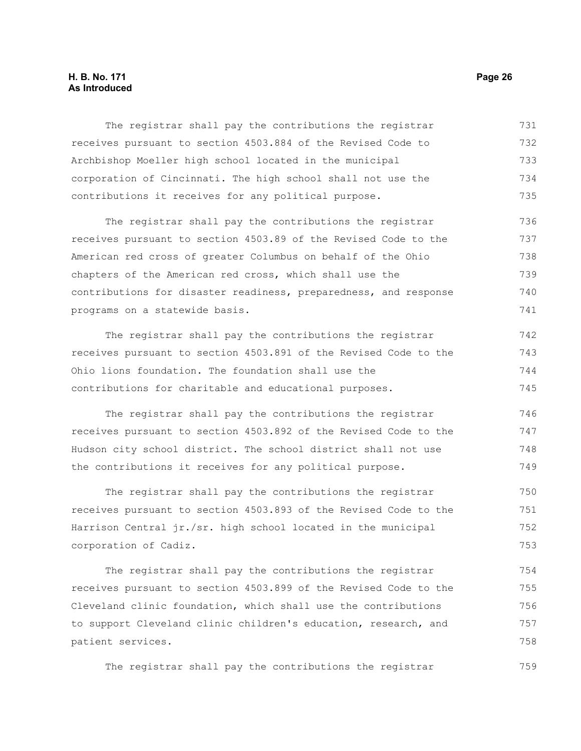The registrar shall pay the contributions the registrar receives pursuant to section 4503.884 of the Revised Code to Archbishop Moeller high school located in the municipal corporation of Cincinnati. The high school shall not use the contributions it receives for any political purpose.

The registrar shall pay the contributions the registrar receives pursuant to section 4503.89 of the Revised Code to the American red cross of greater Columbus on behalf of the Ohio chapters of the American red cross, which shall use the contributions for disaster readiness, preparedness, and response programs on a statewide basis.

The registrar shall pay the contributions the registrar receives pursuant to section 4503.891 of the Revised Code to the Ohio lions foundation. The foundation shall use the contributions for charitable and educational purposes.

The registrar shall pay the contributions the registrar receives pursuant to section 4503.892 of the Revised Code to the Hudson city school district. The school district shall not use the contributions it receives for any political purpose.

The registrar shall pay the contributions the registrar receives pursuant to section 4503.893 of the Revised Code to the Harrison Central jr./sr. high school located in the municipal corporation of Cadiz.

The registrar shall pay the contributions the registrar receives pursuant to section 4503.899 of the Revised Code to the Cleveland clinic foundation, which shall use the contributions to support Cleveland clinic children's education, research, and patient services.

The registrar shall pay the contributions the registrar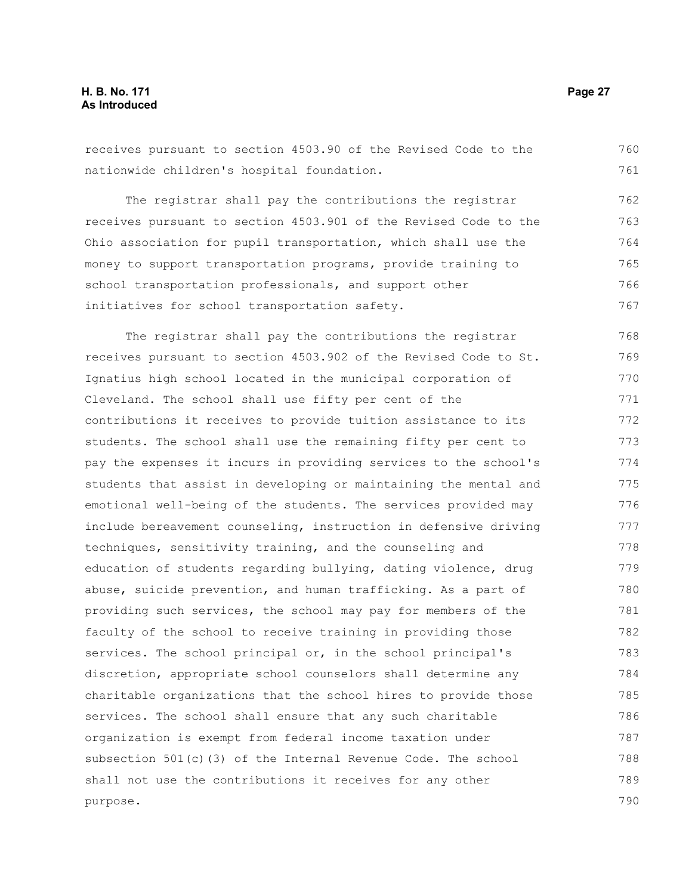receives pursuant to section 4503.90 of the Revised Code to the nationwide children's hospital foundation.

The registrar shall pay the contributions the registrar receives pursuant to section 4503.901 of the Revised Code to the Ohio association for pupil transportation, which shall use the money to support transportation programs, provide training to school transportation professionals, and support other initiatives for school transportation safety.

The registrar shall pay the contributions the registrar receives pursuant to section 4503.902 of the Revised Code to St. Ignatius high school located in the municipal corporation of Cleveland. The school shall use fifty per cent of the contributions it receives to provide tuition assistance to its students. The school shall use the remaining fifty per cent to pay the expenses it incurs in providing services to the school's students that assist in developing or maintaining the mental and emotional well-being of the students. The services provided may include bereavement counseling, instruction in defensive driving techniques, sensitivity training, and the counseling and education of students regarding bullying, dating violence, drug abuse, suicide prevention, and human trafficking. As a part of providing such services, the school may pay for members of the faculty of the school to receive training in providing those services. The school principal or, in the school principal's discretion, appropriate school counselors shall determine any charitable organizations that the school hires to provide those services. The school shall ensure that any such charitable organization is exempt from federal income taxation under subsection 501(c)(3) of the Internal Revenue Code. The school shall not use the contributions it receives for any other purpose.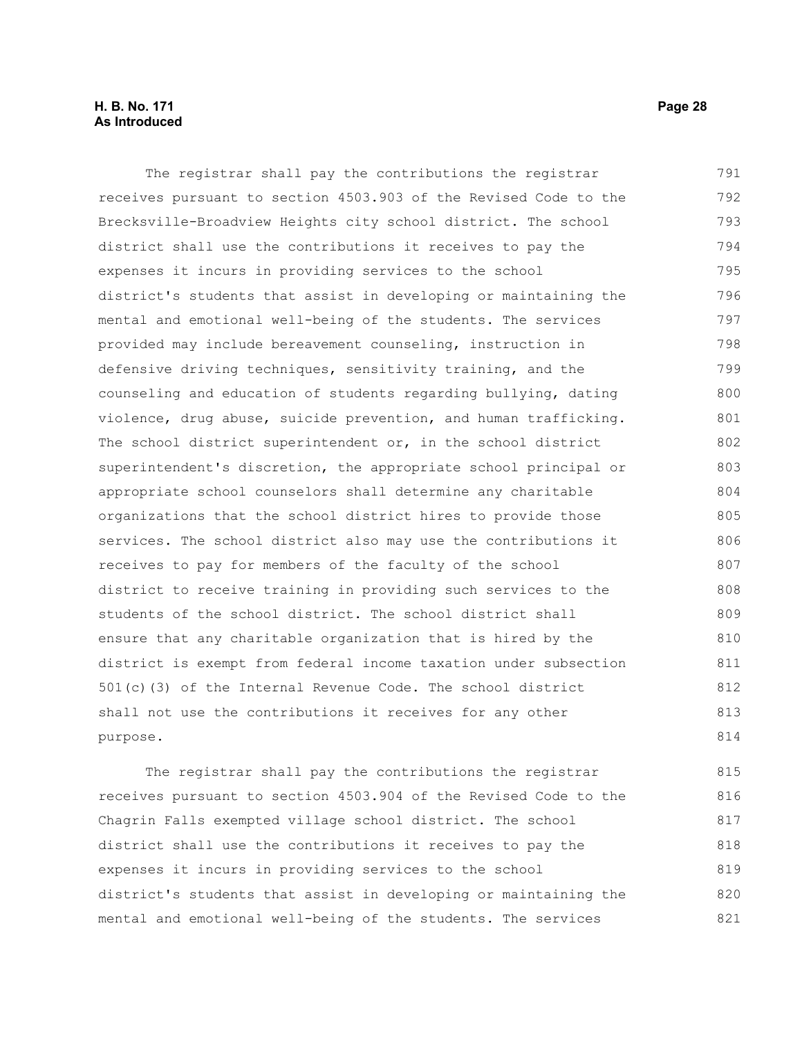The registrar shall pay the contributions the registrar receives pursuant to section 4503.903 of the Revised Code to the Brecksville-Broadview Heights city school district. The school district shall use the contributions it receives to pay the expenses it incurs in providing services to the school district's students that assist in developing or maintaining the mental and emotional well-being of the students. The services provided may include bereavement counseling, instruction in defensive driving techniques, sensitivity training, and the counseling and education of students regarding bullying, dating violence, drug abuse, suicide prevention, and human trafficking. The school district superintendent or, in the school district superintendent's discretion, the appropriate school principal or appropriate school counselors shall determine any charitable organizations that the school district hires to provide those services. The school district also may use the contributions it receives to pay for members of the faculty of the school district to receive training in providing such services to the students of the school district. The school district shall ensure that any charitable organization that is hired by the district is exempt from federal income taxation under subsection 501(c)(3) of the Internal Revenue Code. The school district shall not use the contributions it receives for any other purpose.

The registrar shall pay the contributions the registrar receives pursuant to section 4503.904 of the Revised Code to the Chagrin Falls exempted village school district. The school district shall use the contributions it receives to pay the expenses it incurs in providing services to the school district's students that assist in developing or maintaining the mental and emotional well-being of the students. The services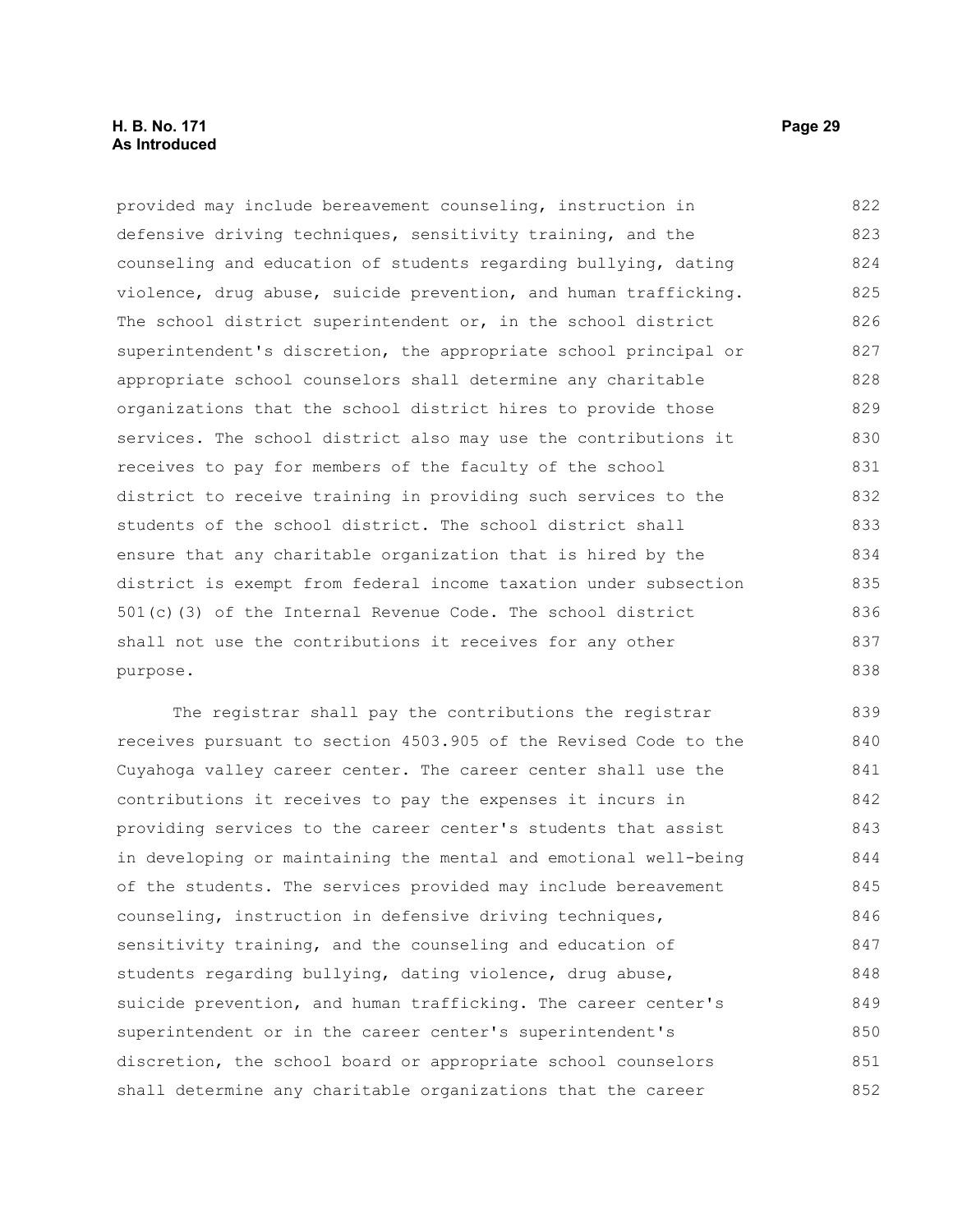provided may include bereavement counseling, instruction in defensive driving techniques, sensitivity training, and the counseling and education of students regarding bullying, dating violence, drug abuse, suicide prevention, and human trafficking. The school district superintendent or, in the school district superintendent's discretion, the appropriate school principal or appropriate school counselors shall determine any charitable organizations that the school district hires to provide those services. The school district also may use the contributions it receives to pay for members of the faculty of the school district to receive training in providing such services to the students of the school district. The school district shall ensure that any charitable organization that is hired by the district is exempt from federal income taxation under subsection 501(c)(3) of the Internal Revenue Code. The school district shall not use the contributions it receives for any other purpose.

The registrar shall pay the contributions the registrar receives pursuant to section 4503.905 of the Revised Code to the Cuyahoga valley career center. The career center shall use the contributions it receives to pay the expenses it incurs in providing services to the career center's students that assist in developing or maintaining the mental and emotional well-being of the students. The services provided may include bereavement counseling, instruction in defensive driving techniques, sensitivity training, and the counseling and education of students regarding bullying, dating violence, drug abuse, suicide prevention, and human trafficking. The career center's superintendent or in the career center's superintendent's discretion, the school board or appropriate school counselors shall determine any charitable organizations that the career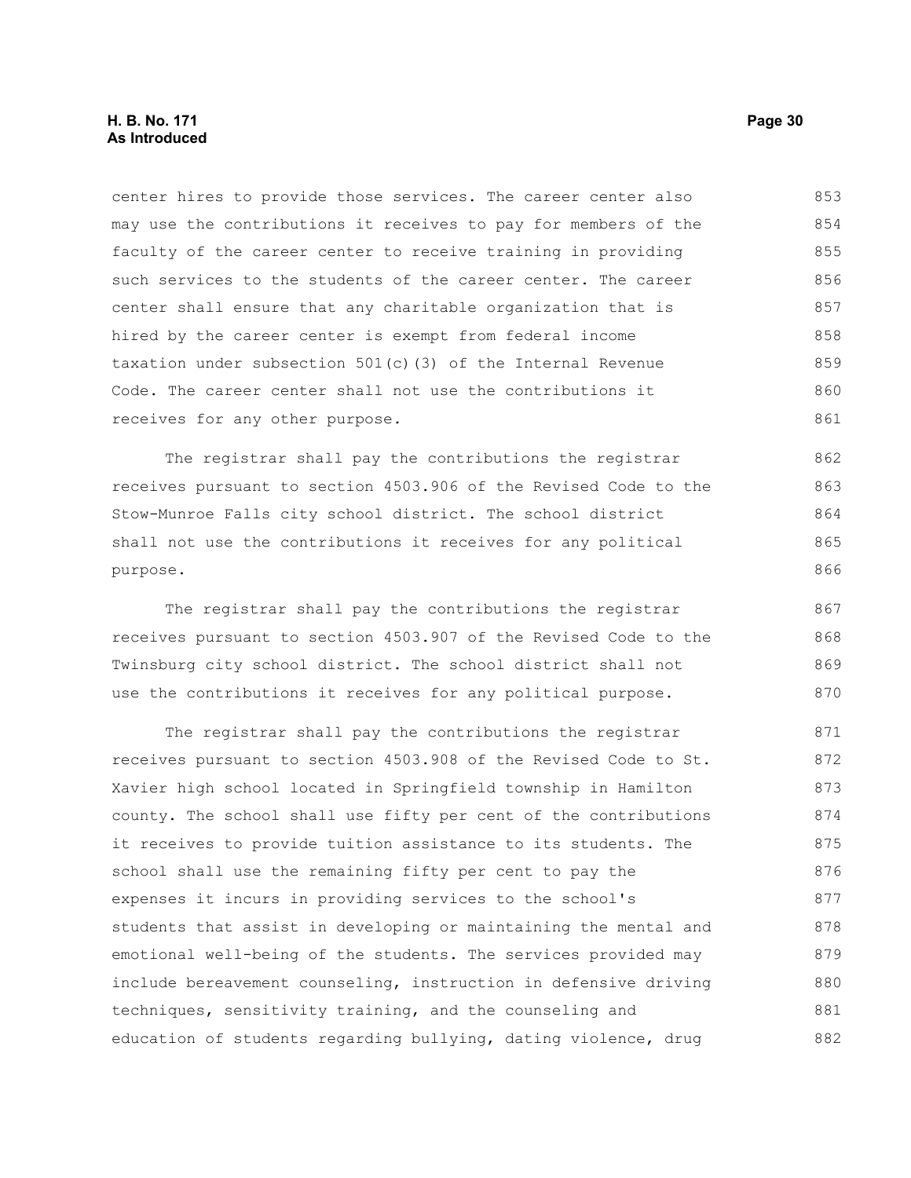center hires to provide those services. The career center also may use the contributions it receives to pay for members of the faculty of the career center to receive training in providing such services to the students of the career center. The career center shall ensure that any charitable organization that is hired by the career center is exempt from federal income taxation under subsection 501(c)(3) of the Internal Revenue Code. The career center shall not use the contributions it receives for any other purpose.

The registrar shall pay the contributions the registrar receives pursuant to section 4503.906 of the Revised Code to the Stow-Munroe Falls city school district. The school district shall not use the contributions it receives for any political purpose.

The registrar shall pay the contributions the registrar receives pursuant to section 4503.907 of the Revised Code to the Twinsburg city school district. The school district shall not use the contributions it receives for any political purpose.

The registrar shall pay the contributions the registrar receives pursuant to section 4503.908 of the Revised Code to St. Xavier high school located in Springfield township in Hamilton county. The school shall use fifty per cent of the contributions it receives to provide tuition assistance to its students. The school shall use the remaining fifty per cent to pay the expenses it incurs in providing services to the school's students that assist in developing or maintaining the mental and emotional well-being of the students. The services provided may include bereavement counseling, instruction in defensive driving techniques, sensitivity training, and the counseling and education of students regarding bullying, dating violence, drug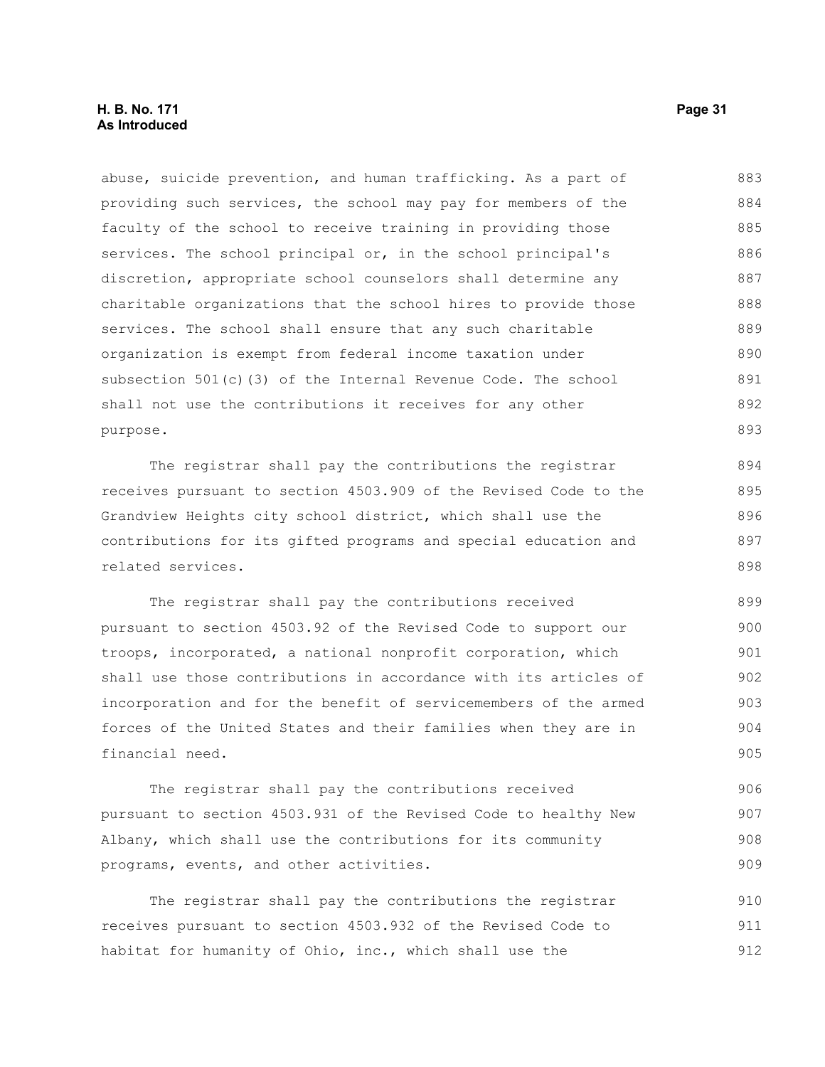abuse, suicide prevention, and human trafficking. As a part of providing such services, the school may pay for members of the faculty of the school to receive training in providing those services. The school principal or, in the school principal's discretion, appropriate school counselors shall determine any charitable organizations that the school hires to provide those services. The school shall ensure that any such charitable organization is exempt from federal income taxation under subsection 501(c)(3) of the Internal Revenue Code. The school shall not use the contributions it receives for any other purpose.

The registrar shall pay the contributions the registrar receives pursuant to section 4503.909 of the Revised Code to the Grandview Heights city school district, which shall use the contributions for its gifted programs and special education and related services.

The registrar shall pay the contributions received pursuant to section 4503.92 of the Revised Code to support our troops, incorporated, a national nonprofit corporation, which shall use those contributions in accordance with its articles of incorporation and for the benefit of servicemembers of the armed forces of the United States and their families when they are in financial need.

The registrar shall pay the contributions received pursuant to section 4503.931 of the Revised Code to healthy New Albany, which shall use the contributions for its community programs, events, and other activities.

The registrar shall pay the contributions the registrar receives pursuant to section 4503.932 of the Revised Code to habitat for humanity of Ohio, inc., which shall use the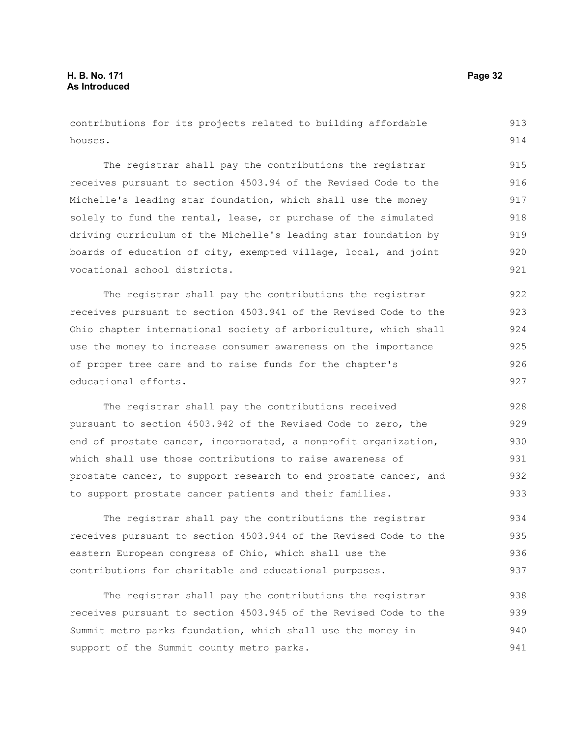contributions for its projects related to building affordable houses.

The registrar shall pay the contributions the registrar receives pursuant to section 4503.94 of the Revised Code to the Michelle's leading star foundation, which shall use the money solely to fund the rental, lease, or purchase of the simulated driving curriculum of the Michelle's leading star foundation by boards of education of city, exempted village, local, and joint vocational school districts.

The registrar shall pay the contributions the registrar receives pursuant to section 4503.941 of the Revised Code to the Ohio chapter international society of arboriculture, which shall use the money to increase consumer awareness on the importance of proper tree care and to raise funds for the chapter's educational efforts.

The registrar shall pay the contributions received pursuant to section 4503.942 of the Revised Code to zero, the end of prostate cancer, incorporated, a nonprofit organization, which shall use those contributions to raise awareness of prostate cancer, to support research to end prostate cancer, and to support prostate cancer patients and their families.

The registrar shall pay the contributions the registrar receives pursuant to section 4503.944 of the Revised Code to the eastern European congress of Ohio, which shall use the contributions for charitable and educational purposes.

The registrar shall pay the contributions the registrar receives pursuant to section 4503.945 of the Revised Code to the Summit metro parks foundation, which shall use the money in support of the Summit county metro parks.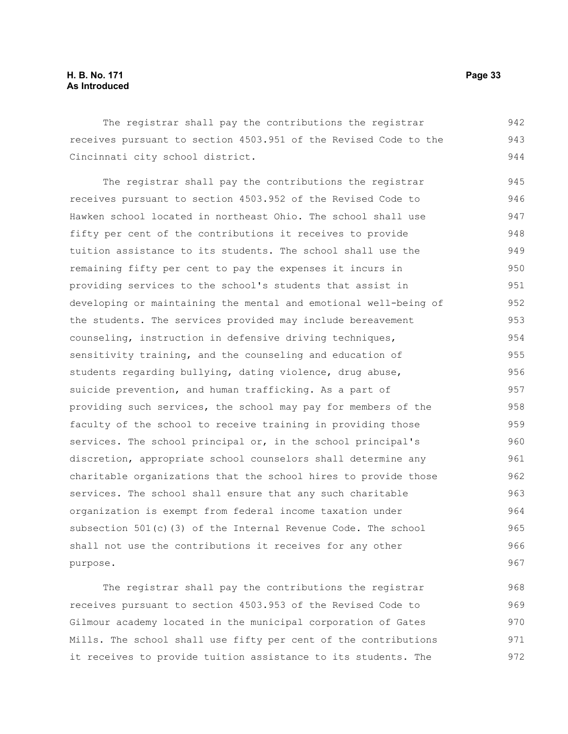The registrar shall pay the contributions the registrar receives pursuant to section 4503.951 of the Revised Code to the Cincinnati city school district.

The registrar shall pay the contributions the registrar receives pursuant to section 4503.952 of the Revised Code to Hawken school located in northeast Ohio. The school shall use fifty per cent of the contributions it receives to provide tuition assistance to its students. The school shall use the remaining fifty per cent to pay the expenses it incurs in providing services to the school's students that assist in developing or maintaining the mental and emotional well-being of the students. The services provided may include bereavement counseling, instruction in defensive driving techniques, sensitivity training, and the counseling and education of students regarding bullying, dating violence, drug abuse, suicide prevention, and human trafficking. As a part of providing such services, the school may pay for members of the faculty of the school to receive training in providing those services. The school principal or, in the school principal's discretion, appropriate school counselors shall determine any charitable organizations that the school hires to provide those services. The school shall ensure that any such charitable organization is exempt from federal income taxation under subsection 501(c)(3) of the Internal Revenue Code. The school shall not use the contributions it receives for any other purpose.

The registrar shall pay the contributions the registrar receives pursuant to section 4503.953 of the Revised Code to Gilmour academy located in the municipal corporation of Gates Mills. The school shall use fifty per cent of the contributions it receives to provide tuition assistance to its students. The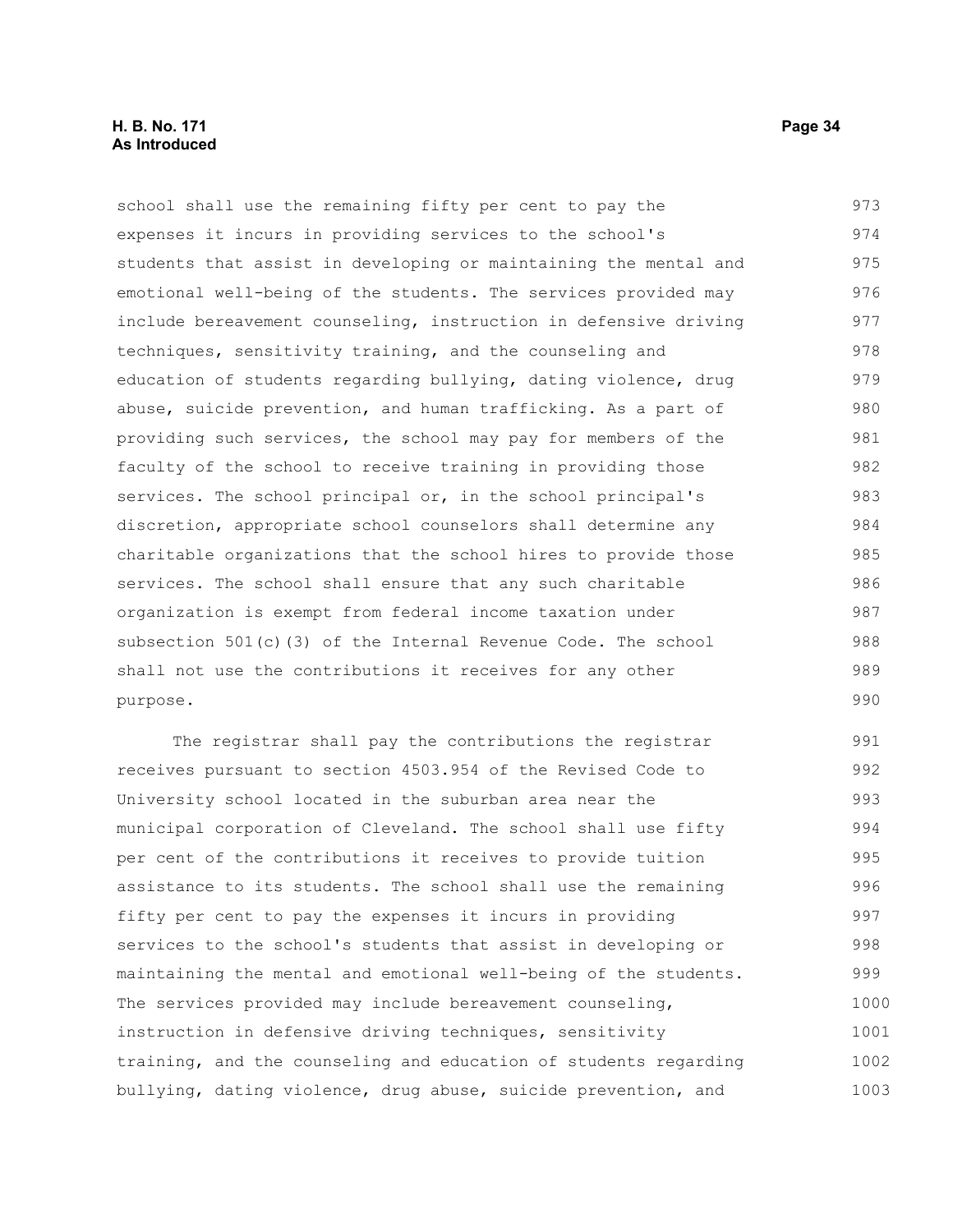school shall use the remaining fifty per cent to pay the expenses it incurs in providing services to the school's students that assist in developing or maintaining the mental and emotional well-being of the students. The services provided may include bereavement counseling, instruction in defensive driving techniques, sensitivity training, and the counseling and education of students regarding bullying, dating violence, drug abuse, suicide prevention, and human trafficking. As a part of providing such services, the school may pay for members of the faculty of the school to receive training in providing those services. The school principal or, in the school principal's discretion, appropriate school counselors shall determine any charitable organizations that the school hires to provide those services. The school shall ensure that any such charitable organization is exempt from federal income taxation under subsection 501(c)(3) of the Internal Revenue Code. The school shall not use the contributions it receives for any other purpose.

The registrar shall pay the contributions the registrar receives pursuant to section 4503.954 of the Revised Code to University school located in the suburban area near the municipal corporation of Cleveland. The school shall use fifty per cent of the contributions it receives to provide tuition assistance to its students. The school shall use the remaining fifty per cent to pay the expenses it incurs in providing services to the school's students that assist in developing or maintaining the mental and emotional well-being of the students. The services provided may include bereavement counseling, instruction in defensive driving techniques, sensitivity training, and the counseling and education of students regarding bullying, dating violence, drug abuse, suicide prevention, and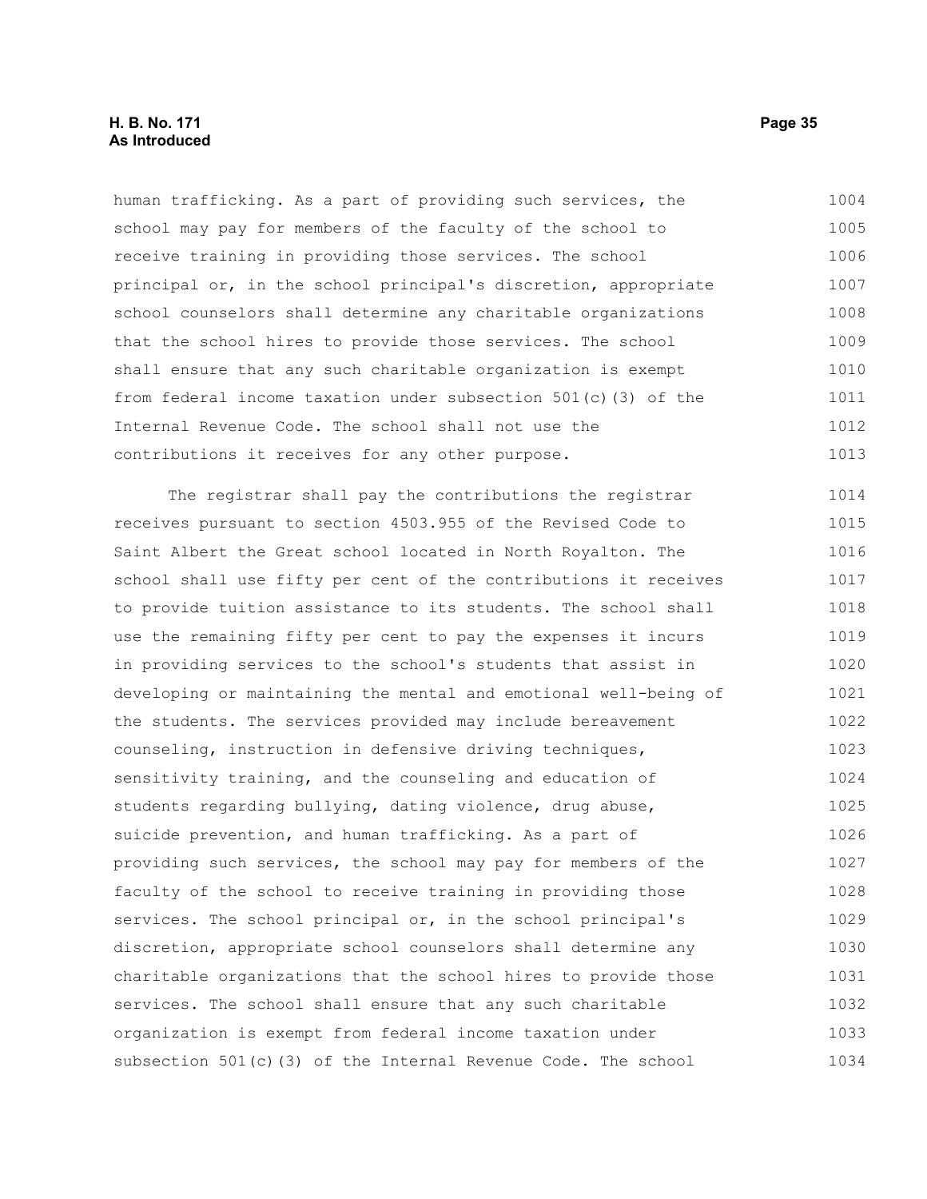human trafficking. As a part of providing such services, the school may pay for members of the faculty of the school to receive training in providing those services. The school principal or, in the school principal's discretion, appropriate school counselors shall determine any charitable organizations that the school hires to provide those services. The school shall ensure that any such charitable organization is exempt from federal income taxation under subsection 501(c)(3) of the Internal Revenue Code. The school shall not use the contributions it receives for any other purpose.

The registrar shall pay the contributions the registrar receives pursuant to section 4503.955 of the Revised Code to Saint Albert the Great school located in North Royalton. The school shall use fifty per cent of the contributions it receives to provide tuition assistance to its students. The school shall use the remaining fifty per cent to pay the expenses it incurs in providing services to the school's students that assist in developing or maintaining the mental and emotional well-being of the students. The services provided may include bereavement counseling, instruction in defensive driving techniques, sensitivity training, and the counseling and education of students regarding bullying, dating violence, drug abuse, suicide prevention, and human trafficking. As a part of providing such services, the school may pay for members of the faculty of the school to receive training in providing those services. The school principal or, in the school principal's discretion, appropriate school counselors shall determine any charitable organizations that the school hires to provide those services. The school shall ensure that any such charitable organization is exempt from federal income taxation under subsection 501(c)(3) of the Internal Revenue Code. The school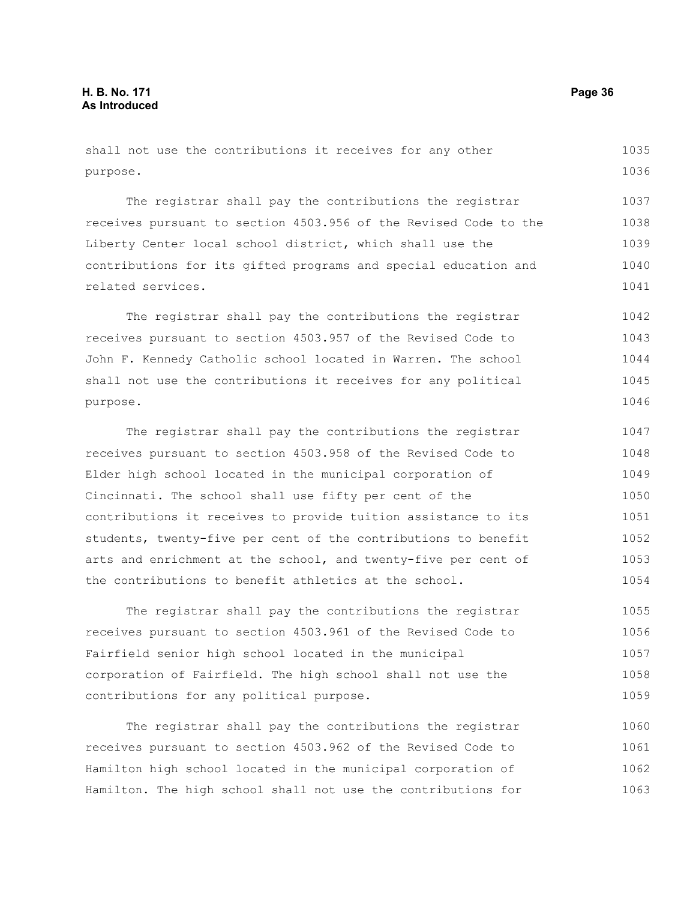shall not use the contributions it receives for any other purpose.

The registrar shall pay the contributions the registrar receives pursuant to section 4503.956 of the Revised Code to the Liberty Center local school district, which shall use the contributions for its gifted programs and special education and related services.

The registrar shall pay the contributions the registrar receives pursuant to section 4503.957 of the Revised Code to John F. Kennedy Catholic school located in Warren. The school shall not use the contributions it receives for any political purpose.

The registrar shall pay the contributions the registrar receives pursuant to section 4503.958 of the Revised Code to Elder high school located in the municipal corporation of Cincinnati. The school shall use fifty per cent of the contributions it receives to provide tuition assistance to its students, twenty-five per cent of the contributions to benefit arts and enrichment at the school, and twenty-five per cent of the contributions to benefit athletics at the school.

The registrar shall pay the contributions the registrar receives pursuant to section 4503.961 of the Revised Code to Fairfield senior high school located in the municipal corporation of Fairfield. The high school shall not use the contributions for any political purpose.

The registrar shall pay the contributions the registrar receives pursuant to section 4503.962 of the Revised Code to Hamilton high school located in the municipal corporation of Hamilton. The high school shall not use the contributions for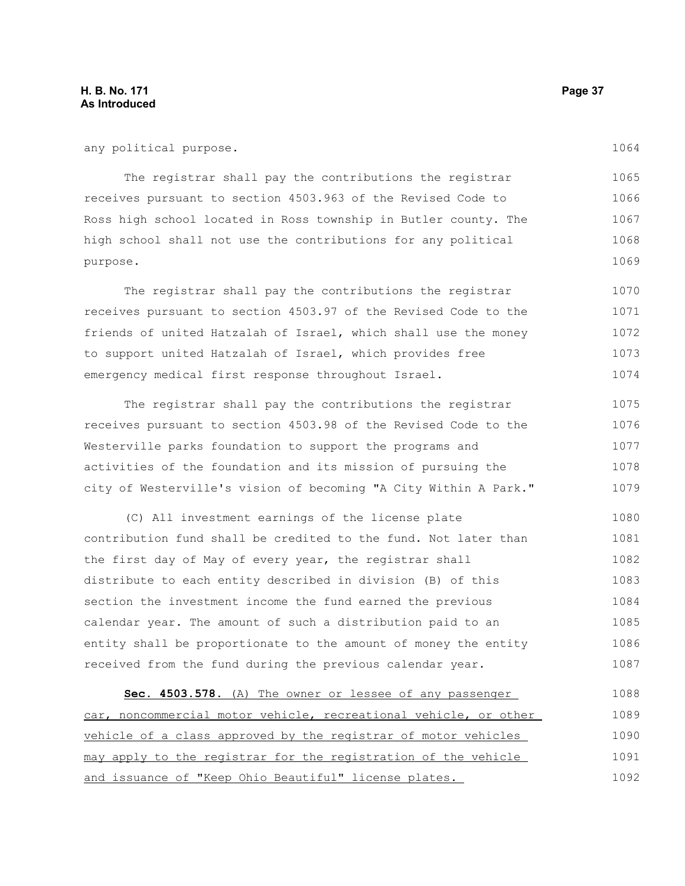any political purpose.

The registrar shall pay the contributions the registrar receives pursuant to section 4503.963 of the Revised Code to Ross high school located in Ross township in Butler county. The high school shall not use the contributions for any political purpose.

The registrar shall pay the contributions the registrar receives pursuant to section 4503.97 of the Revised Code to the friends of united Hatzalah of Israel, which shall use the money to support united Hatzalah of Israel, which provides free emergency medical first response throughout Israel.

The registrar shall pay the contributions the registrar receives pursuant to section 4503.98 of the Revised Code to the Westerville parks foundation to support the programs and activities of the foundation and its mission of pursuing the city of Westerville's vision of becoming "A City Within A Park."

(C) All investment earnings of the license plate contribution fund shall be credited to the fund. Not later than the first day of May of every year, the registrar shall distribute to each entity described in division (B) of this section the investment income the fund earned the previous calendar year. The amount of such a distribution paid to an entity shall be proportionate to the amount of money the entity received from the fund during the previous calendar year.

**Sec. 4503.578.** (A) The owner or lessee of any passenger car, noncommercial motor vehicle, recreational vehicle, or other vehicle of a class approved by the registrar of motor vehicles may apply to the registrar for the registration of the vehicle and issuance of "Keep Ohio Beautiful" license plates.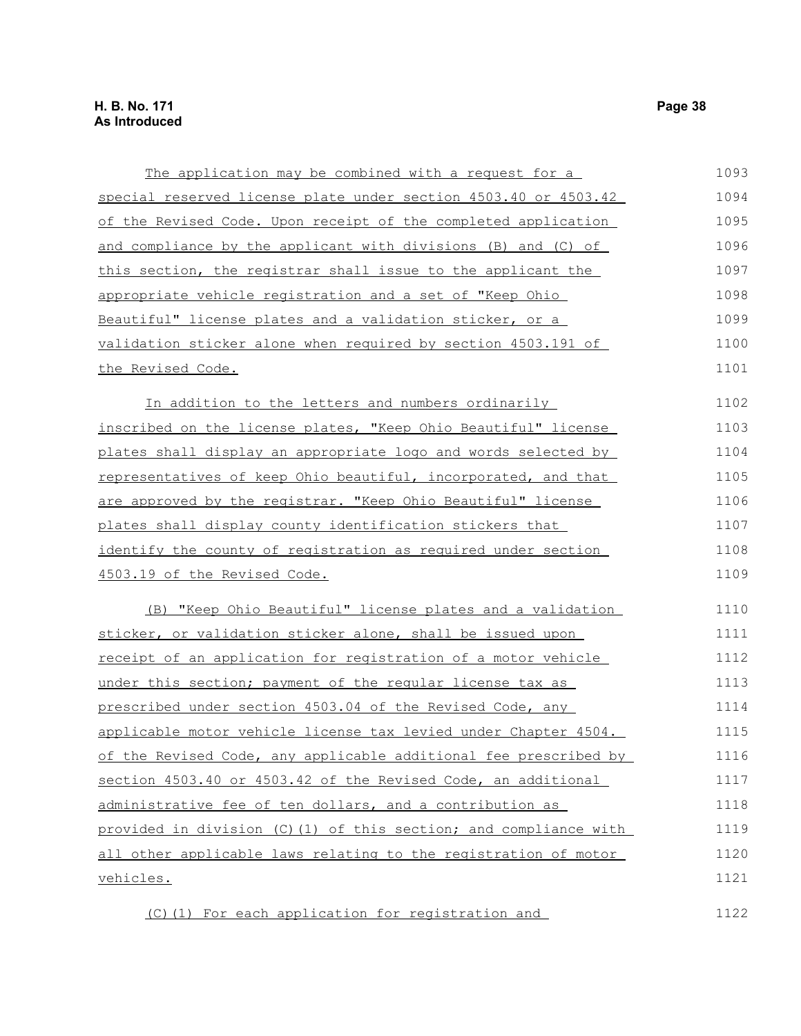The application may be combined with a request for a special reserved license plate under section 4503.40 or 4503.42 of the Revised Code. Upon receipt of the completed application and compliance by the applicant with divisions (B) and (C) of this section, the registrar shall issue to the applicant the appropriate vehicle registration and a set of "Keep Ohio Beautiful" license plates and a validation sticker, or a validation sticker alone when required by section 4503.191 of the Revised Code.

In addition to the letters and numbers ordinarily inscribed on the license plates, "Keep Ohio Beautiful" license plates shall display an appropriate logo and words selected by representatives of keep Ohio beautiful, incorporated, and that are approved by the registrar. "Keep Ohio Beautiful" license plates shall display county identification stickers that identify the county of registration as required under section 4503.19 of the Revised Code.

(B) "Keep Ohio Beautiful" license plates and a validation sticker, or validation sticker alone, shall be issued upon receipt of an application for registration of a motor vehicle under this section; payment of the regular license tax as prescribed under section 4503.04 of the Revised Code, any applicable motor vehicle license tax levied under Chapter 4504. of the Revised Code, any applicable additional fee prescribed by section 4503.40 or 4503.42 of the Revised Code, an additional administrative fee of ten dollars, and a contribution as provided in division (C)(1) of this section; and compliance with all other applicable laws relating to the registration of motor vehicles.

(C)(1) For each application for registration and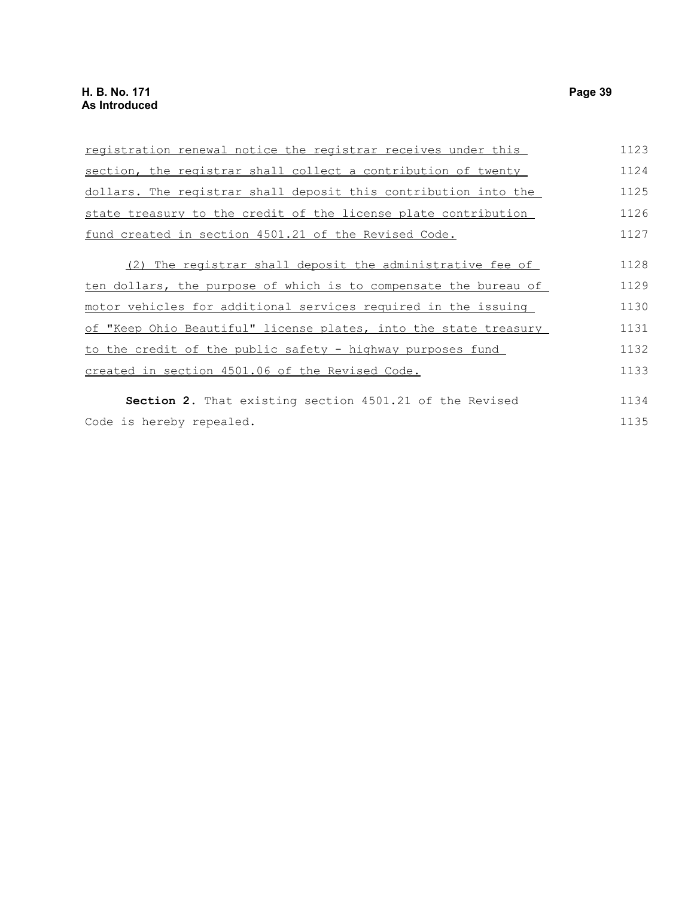registration renewal notice the registrar receives under this section, the registrar shall collect a contribution of twenty dollars. The registrar shall deposit this contribution into the state treasury to the credit of the license plate contribution fund created in section 4501.21 of the Revised Code.

(2) The registrar shall deposit the administrative fee of ten dollars, the purpose of which is to compensate the bureau of motor vehicles for additional services required in the issuing of "Keep Ohio Beautiful" license plates, into the state treasury to the credit of the public safety - highway purposes fund created in section 4501.06 of the Revised Code.

**Section 2.** That existing section 4501.21 of the Revised Code is hereby repealed.